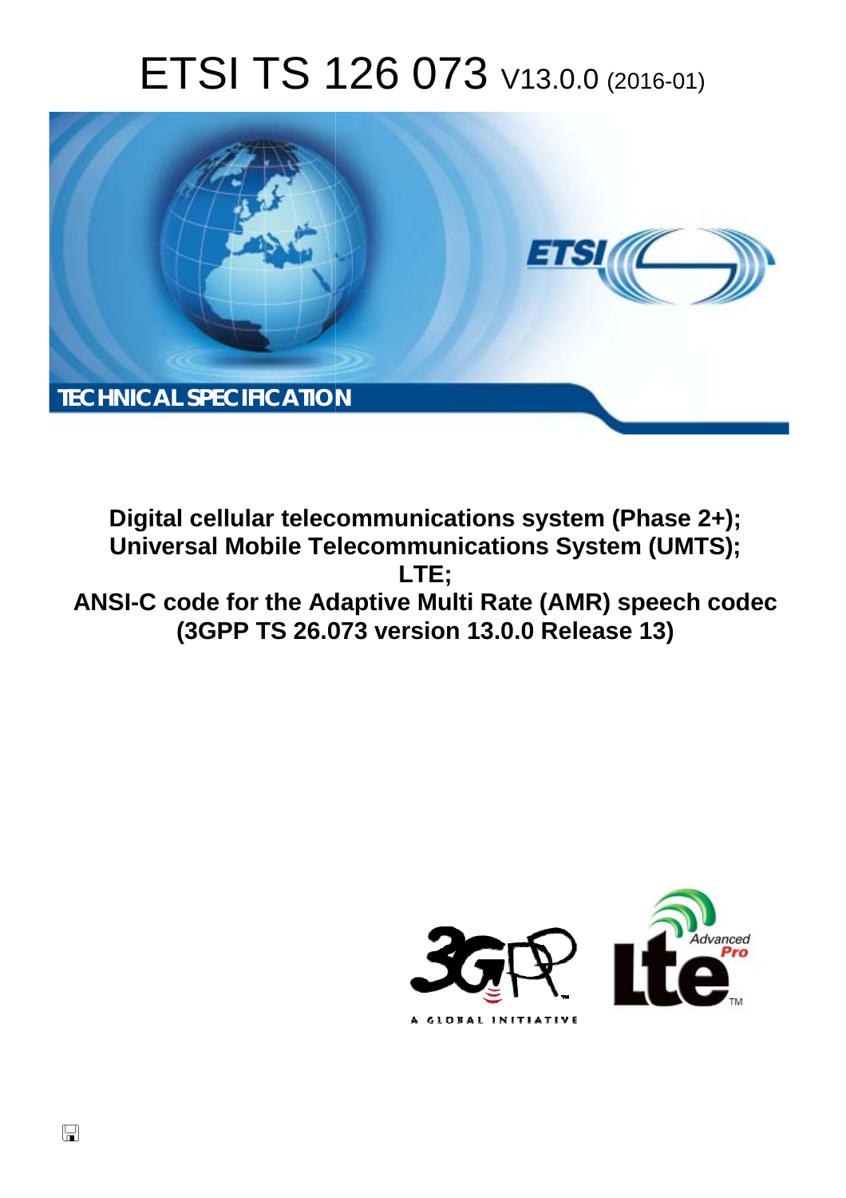# ETSI TS 126 073 V13.0.0 (2016-01)

**TECHNICAL SPECIFICATION**

**Digital cellular telecommunications system (Phase 2+); Universal Mobile Telecommunications System (UMTS); LTE; ANSI-C code for the Adaptive Multi Rate (AMR) speech codec (3GPP TS 26.073 version 13.0.0 Release 13)**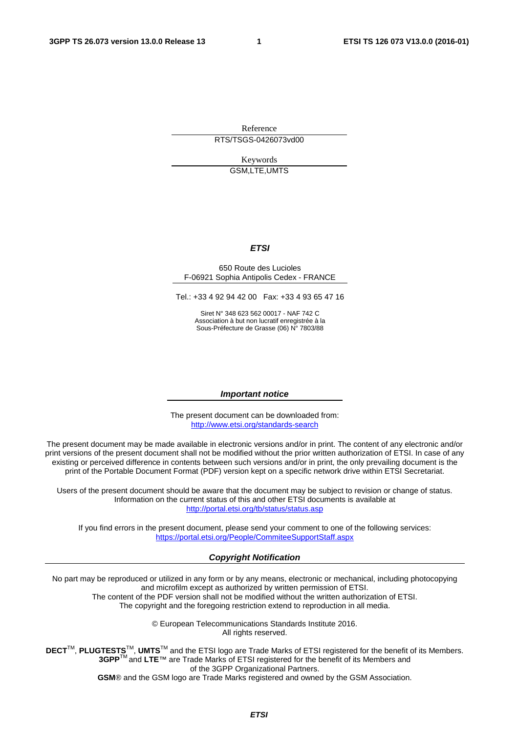Reference

RTS/TSGS-0426073vd00

Keywords

GSM,LTE,UMTS

***ETSI***

650 Route des Lucioles
F-06921 Sophia Antipolis Cedex - FRANCE

Tel.: +33 4 92 94 42 00   Fax: +33 4 93 65 47 16

Siret N° 348 623 562 00017 - NAF 742 C
Association à but non lucratif enregistrée à la
Sous-Préfecture de Grasse (06) N° 7803/88

***Important notice***

The present document can be downloaded from:
http://www.etsi.org/standards-search

The present document may be made available in electronic versions and/or in print. The content of any electronic and/or print versions of the present document shall not be modified without the prior written authorization of ETSI. In case of any existing or perceived difference in contents between such versions and/or in print, the only prevailing document is the print of the Portable Document Format (PDF) version kept on a specific network drive within ETSI Secretariat.

Users of the present document should be aware that the document may be subject to revision or change of status. Information on the current status of this and other ETSI documents is available at
http://portal.etsi.org/tb/status/status.asp

If you find errors in the present document, please send your comment to one of the following services:
https://portal.etsi.org/People/CommiteeSupportStaff.aspx

***Copyright Notification***

No part may be reproduced or utilized in any form or by any means, electronic or mechanical, including photocopying and microfilm except as authorized by written permission of ETSI.
The content of the PDF version shall not be modified without the written authorization of ETSI.
The copyright and the foregoing restriction extend to reproduction in all media.

© European Telecommunications Standards Institute 2016.
All rights reserved.

**DECT**™, **PLUGTESTS**™, **UMTS**™ and the ETSI logo are Trade Marks of ETSI registered for the benefit of its Members.
**3GPP**™ and **LTE**™ are Trade Marks of ETSI registered for the benefit of its Members and of the 3GPP Organizational Partners.
**GSM**® and the GSM logo are Trade Marks registered and owned by the GSM Association.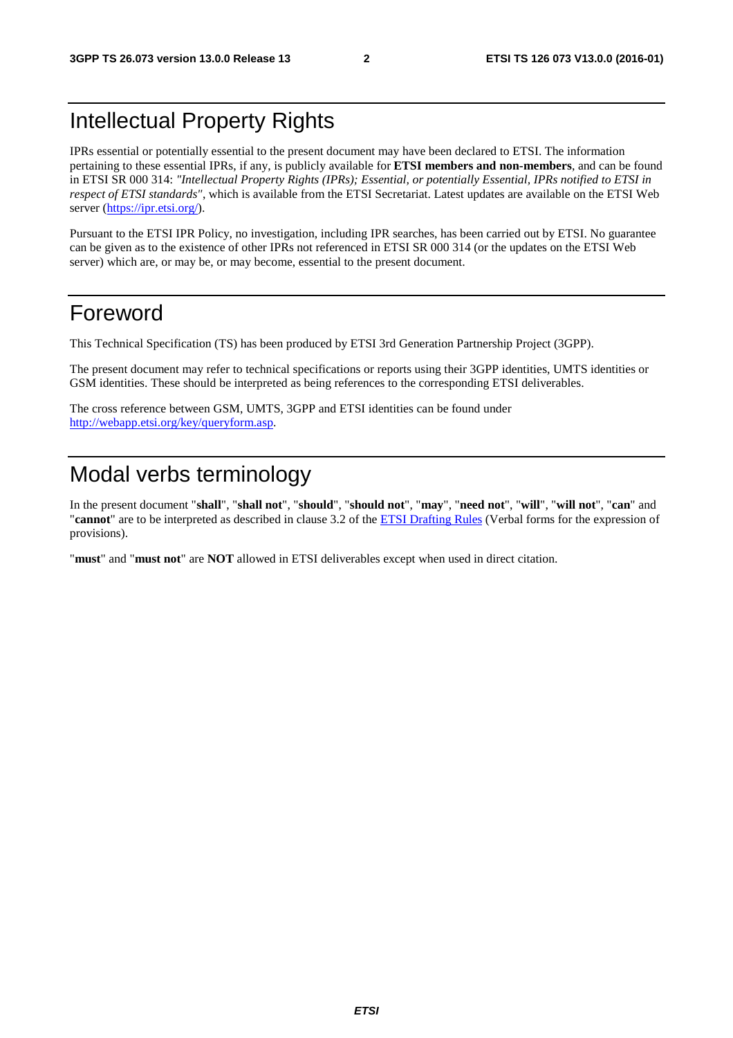# Intellectual Property Rights

IPRs essential or potentially essential to the present document may have been declared to ETSI. The information pertaining to these essential IPRs, if any, is publicly available for **ETSI members and non-members**, and can be found in ETSI SR 000 314: *"Intellectual Property Rights (IPRs); Essential, or potentially Essential, IPRs notified to ETSI in respect of ETSI standards"*, which is available from the ETSI Secretariat. Latest updates are available on the ETSI Web server (https://ipr.etsi.org/).

Pursuant to the ETSI IPR Policy, no investigation, including IPR searches, has been carried out by ETSI. No guarantee can be given as to the existence of other IPRs not referenced in ETSI SR 000 314 (or the updates on the ETSI Web server) which are, or may be, or may become, essential to the present document.

# Foreword

This Technical Specification (TS) has been produced by ETSI 3rd Generation Partnership Project (3GPP).

The present document may refer to technical specifications or reports using their 3GPP identities, UMTS identities or GSM identities. These should be interpreted as being references to the corresponding ETSI deliverables.

The cross reference between GSM, UMTS, 3GPP and ETSI identities can be found under http://webapp.etsi.org/key/queryform.asp.

# Modal verbs terminology

In the present document "**shall**", "**shall not**", "**should**", "**should not**", "**may**", "**need not**", "**will**", "**will not**", "**can**" and "**cannot**" are to be interpreted as described in clause 3.2 of the ETSI Drafting Rules (Verbal forms for the expression of provisions).

"**must**" and "**must not**" are **NOT** allowed in ETSI deliverables except when used in direct citation.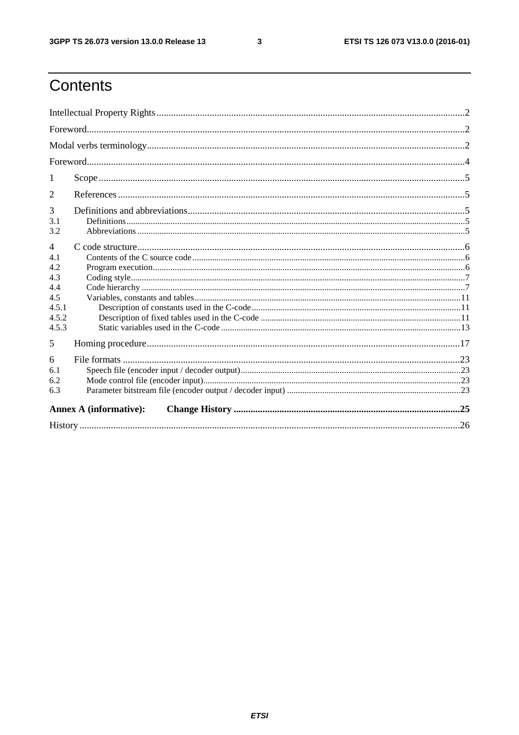# Contents

Intellectual Property Rights ........................................................................................................................... 2

Foreword........................................................................................................................................................ 2

Modal verbs terminology................................................................................................................................ 2

Foreword........................................................................................................................................................ 4

1 Scope ........................................................................................................................................................ 5

2 References ................................................................................................................................................ 5

3 Definitions and abbreviations.................................................................................................................... 5

3.1 Definitions ............................................................................................................................................. 5

3.2 Abbreviations ........................................................................................................................................ 5

4 C code structure......................................................................................................................................... 6

4.1 Contents of the C source code ............................................................................................................... 6

4.2 Program execution.................................................................................................................................. 6

4.3 Coding style............................................................................................................................................ 7

4.4 Code hierarchy ....................................................................................................................................... 7

4.5 Variables, constants and tables.............................................................................................................. 11

4.5.1 Description of constants used in the C-code ..................................................................................... 11

4.5.2 Description of fixed tables used in the C-code .................................................................................. 11

4.5.3 Static variables used in the C-code ................................................................................................... 13

5 Homing procedure.................................................................................................................................... 17

6 File formats .............................................................................................................................................. 23

6.1 Speech file (encoder input / decoder output)......................................................................................... 23

6.2 Mode control file (encoder input)........................................................................................................... 23

6.3 Parameter bitstream file (encoder output / decoder input) .................................................................... 23

**Annex A (informative): Change History** ................................................................................................ **25**

History ........................................................................................................................................................... 26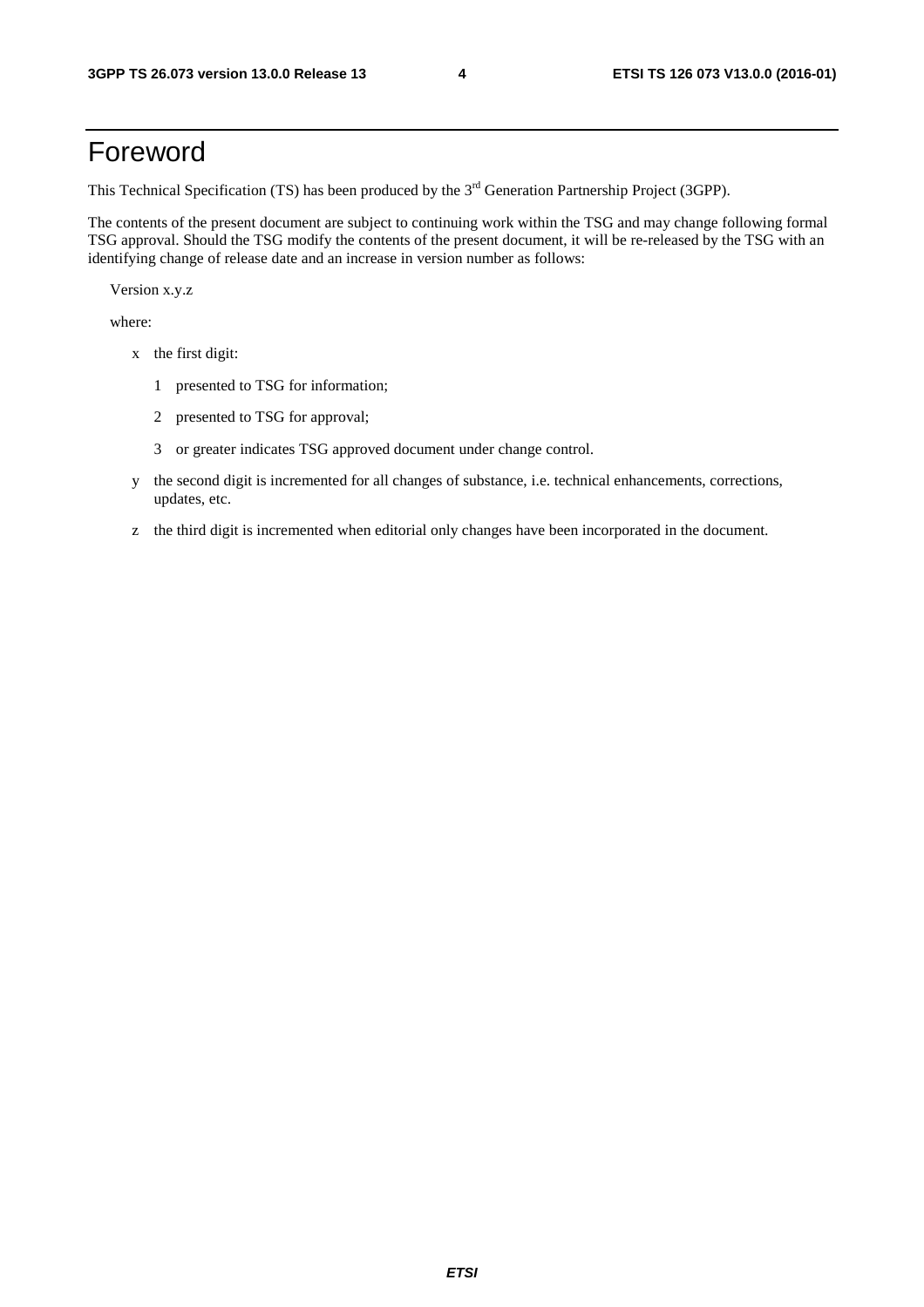# Foreword

This Technical Specification (TS) has been produced by the 3rd Generation Partnership Project (3GPP).

The contents of the present document are subject to continuing work within the TSG and may change following formal TSG approval. Should the TSG modify the contents of the present document, it will be re-released by the TSG with an identifying change of release date and an increase in version number as follows:

Version x.y.z

where:

- x the first digit:
  - 1 presented to TSG for information;
  - 2 presented to TSG for approval;
  - 3 or greater indicates TSG approved document under change control.
- y the second digit is incremented for all changes of substance, i.e. technical enhancements, corrections, updates, etc.
- z the third digit is incremented when editorial only changes have been incorporated in the document.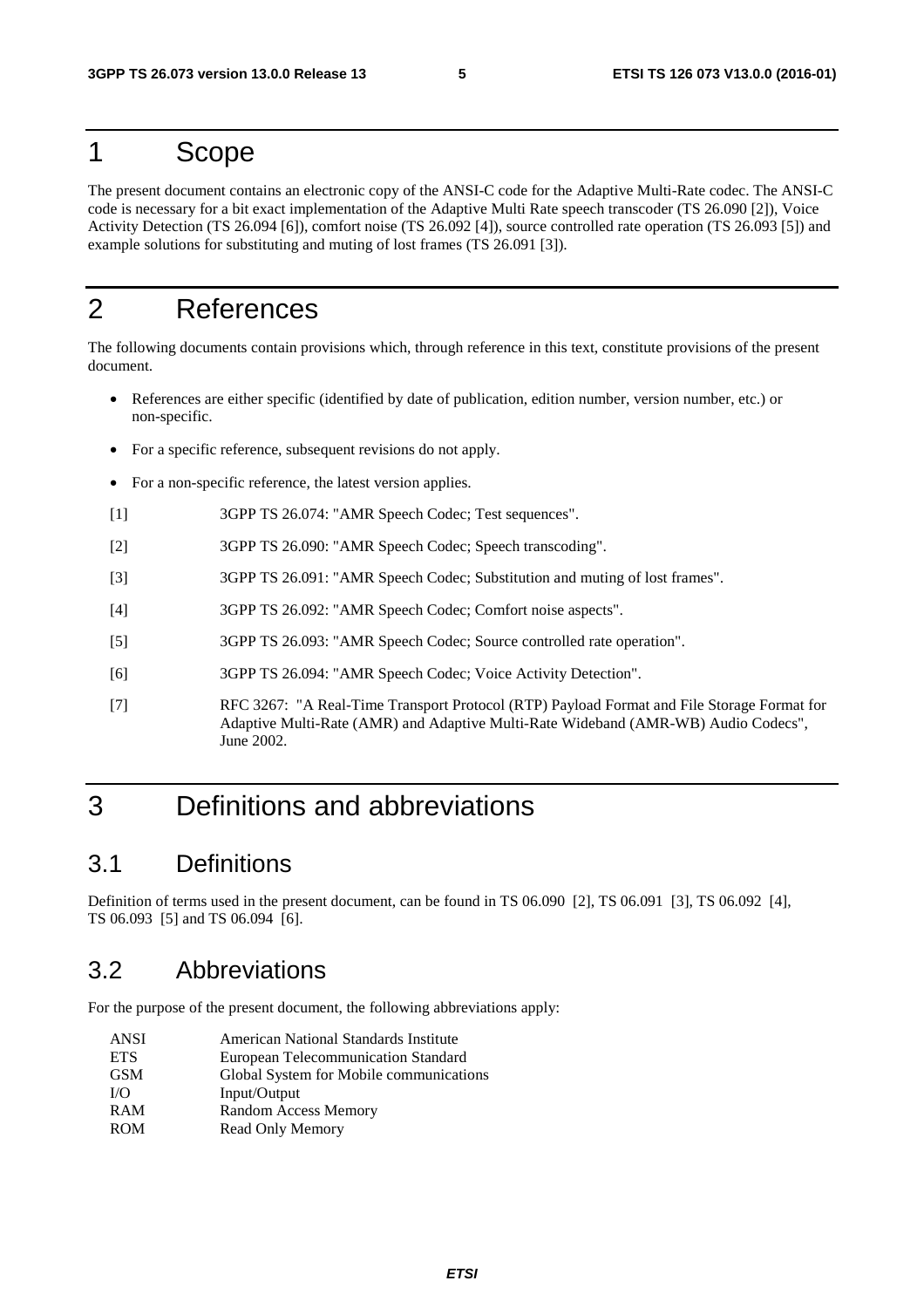# 1 Scope

The present document contains an electronic copy of the ANSI-C code for the Adaptive Multi-Rate codec. The ANSI-C code is necessary for a bit exact implementation of the Adaptive Multi Rate speech transcoder (TS 26.090 [2]), Voice Activity Detection (TS 26.094 [6]), comfort noise (TS 26.092 [4]), source controlled rate operation (TS 26.093 [5]) and example solutions for substituting and muting of lost frames (TS 26.091 [3]).

# 2 References

The following documents contain provisions which, through reference in this text, constitute provisions of the present document.

- References are either specific (identified by date of publication, edition number, version number, etc.) or non-specific.
- For a specific reference, subsequent revisions do not apply.
- For a non-specific reference, the latest version applies.

[1] 3GPP TS 26.074: "AMR Speech Codec; Test sequences".

[2] 3GPP TS 26.090: "AMR Speech Codec; Speech transcoding".

[3] 3GPP TS 26.091: "AMR Speech Codec; Substitution and muting of lost frames".

[4] 3GPP TS 26.092: "AMR Speech Codec; Comfort noise aspects".

[5] 3GPP TS 26.093: "AMR Speech Codec; Source controlled rate operation".

[6] 3GPP TS 26.094: "AMR Speech Codec; Voice Activity Detection".

[7] RFC 3267: "A Real-Time Transport Protocol (RTP) Payload Format and File Storage Format for Adaptive Multi-Rate (AMR) and Adaptive Multi-Rate Wideband (AMR-WB) Audio Codecs", June 2002.

# 3 Definitions and abbreviations

## 3.1 Definitions

Definition of terms used in the present document, can be found in TS 06.090 [2], TS 06.091 [3], TS 06.092 [4], TS 06.093 [5] and TS 06.094 [6].

## 3.2 Abbreviations

For the purpose of the present document, the following abbreviations apply:

| | |
|---|---|
| ANSI | American National Standards Institute |
| ETS | European Telecommunication Standard |
| GSM | Global System for Mobile communications |
| I/O | Input/Output |
| RAM | Random Access Memory |
| ROM | Read Only Memory |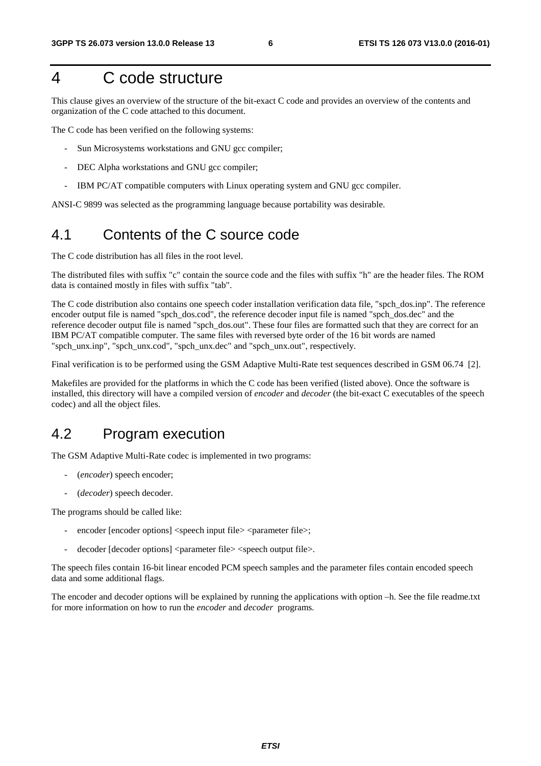# 4 C code structure

This clause gives an overview of the structure of the bit-exact C code and provides an overview of the contents and organization of the C code attached to this document.

The C code has been verified on the following systems:

- Sun Microsystems workstations and GNU gcc compiler;
- DEC Alpha workstations and GNU gcc compiler;
- IBM PC/AT compatible computers with Linux operating system and GNU gcc compiler.

ANSI-C 9899 was selected as the programming language because portability was desirable.

## 4.1 Contents of the C source code

The C code distribution has all files in the root level.

The distributed files with suffix "c" contain the source code and the files with suffix "h" are the header files. The ROM data is contained mostly in files with suffix "tab".

The C code distribution also contains one speech coder installation verification data file, "spch_dos.inp". The reference encoder output file is named "spch_dos.cod", the reference decoder input file is named "spch_dos.dec" and the reference decoder output file is named "spch_dos.out". These four files are formatted such that they are correct for an IBM PC/AT compatible computer. The same files with reversed byte order of the 16 bit words are named "spch_unx.inp", "spch_unx.cod", "spch_unx.dec" and "spch_unx.out", respectively.

Final verification is to be performed using the GSM Adaptive Multi-Rate test sequences described in GSM 06.74 [2].

Makefiles are provided for the platforms in which the C code has been verified (listed above). Once the software is installed, this directory will have a compiled version of *encoder* and *decoder* (the bit-exact C executables of the speech codec) and all the object files.

## 4.2 Program execution

The GSM Adaptive Multi-Rate codec is implemented in two programs:

- (*encoder*) speech encoder;
- (*decoder*) speech decoder.

The programs should be called like:

- encoder [encoder options] <speech input file> <parameter file>;
- decoder [decoder options] <parameter file> <speech output file>.

The speech files contain 16-bit linear encoded PCM speech samples and the parameter files contain encoded speech data and some additional flags.

The encoder and decoder options will be explained by running the applications with option –h. See the file readme.txt for more information on how to run the *encoder* and *decoder* programs.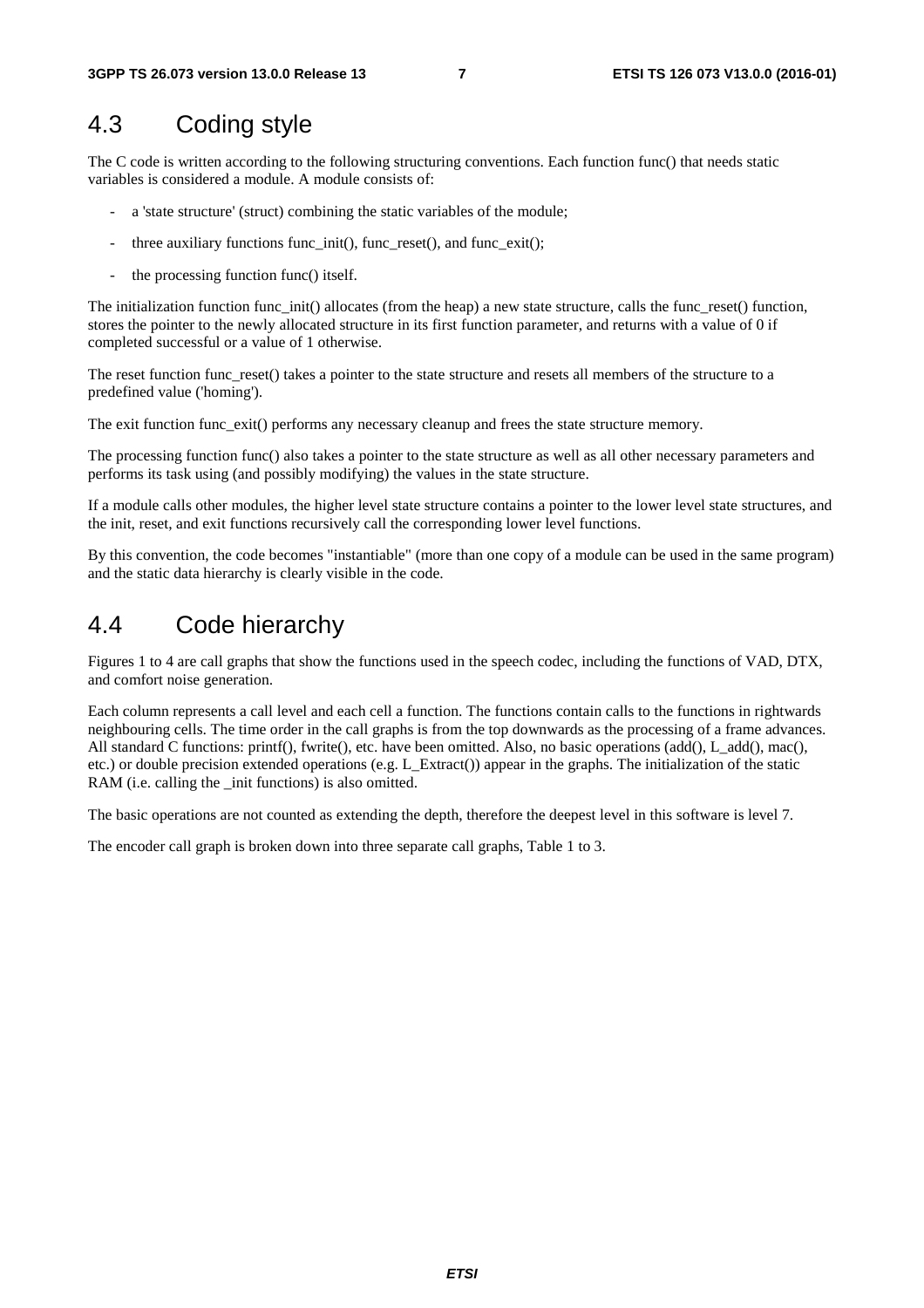## 4.3 Coding style

The C code is written according to the following structuring conventions. Each function func() that needs static variables is considered a module. A module consists of:

- a 'state structure' (struct) combining the static variables of the module;
- three auxiliary functions func_init(), func_reset(), and func_exit();
- the processing function func() itself.

The initialization function func_init() allocates (from the heap) a new state structure, calls the func_reset() function, stores the pointer to the newly allocated structure in its first function parameter, and returns with a value of 0 if completed successful or a value of 1 otherwise.

The reset function func_reset() takes a pointer to the state structure and resets all members of the structure to a predefined value ('homing').

The exit function func_exit() performs any necessary cleanup and frees the state structure memory.

The processing function func() also takes a pointer to the state structure as well as all other necessary parameters and performs its task using (and possibly modifying) the values in the state structure.

If a module calls other modules, the higher level state structure contains a pointer to the lower level state structures, and the init, reset, and exit functions recursively call the corresponding lower level functions.

By this convention, the code becomes "instantiable" (more than one copy of a module can be used in the same program) and the static data hierarchy is clearly visible in the code.

## 4.4 Code hierarchy

Figures 1 to 4 are call graphs that show the functions used in the speech codec, including the functions of VAD, DTX, and comfort noise generation.

Each column represents a call level and each cell a function. The functions contain calls to the functions in rightwards neighbouring cells. The time order in the call graphs is from the top downwards as the processing of a frame advances. All standard C functions: printf(), fwrite(), etc. have been omitted. Also, no basic operations (add(), L_add(), mac(), etc.) or double precision extended operations (e.g. L_Extract()) appear in the graphs. The initialization of the static RAM (i.e. calling the _init functions) is also omitted.

The basic operations are not counted as extending the depth, therefore the deepest level in this software is level 7.

The encoder call graph is broken down into three separate call graphs, Table 1 to 3.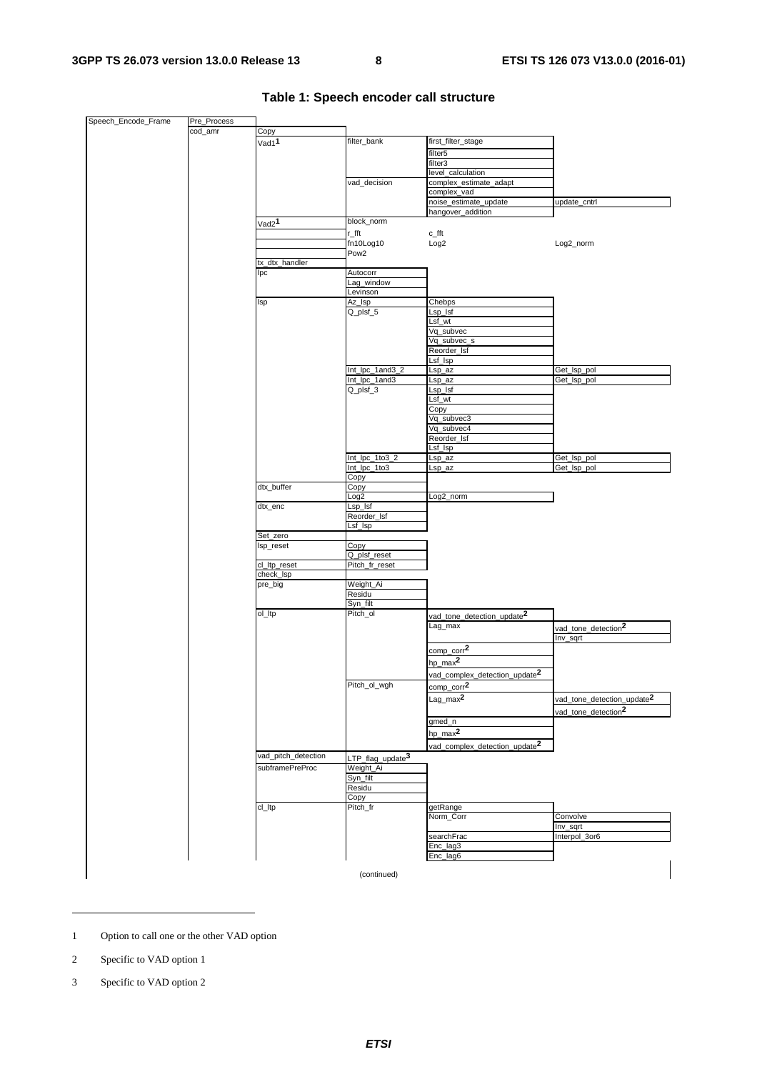**Table 1: Speech encoder call structure**

| | | | | | |
|---|---|---|---|---|---|
| Speech_Encode_Frame | Pre_Process | | | | |
| | cod_amr | Copy | | | |
| | | Vad1[1] | filter_bank | first_filter_stage | |
| | | | | filter5 | |
| | | | | filter3 | |
| | | | | level_calculation | |
| | | | vad_decision | complex_estimate_adapt | |
| | | | | complex_vad | |
| | | | | noise_estimate_update | update_cntrl |
| | | | | hangover_addition | |
| | | Vad2[1] | block_norm | | |
| | | | r_fft | c_fft | |
| | | | fn10Log10 | Log2 | Log2_norm |
| | | | Pow2 | | |
| | | tx_dtx_handler | | | |
| | | lpc | Autocorr | | |
| | | | Lag_window | | |
| | | | Levinson | | |
| | | lsp | Az_lsp | Chebps | |
| | | | Q_plsf_5 | Lsp_lsf | |
| | | | | Lsf_wt | |
| | | | | Vq_subvec | |
| | | | | Vq_subvec_s | |
| | | | | Reorder_lsf | |
| | | | | Lsf_lsp | |
| | | | Int_lpc_1and3_2 | Lsp_az | Get_lsp_pol |
| | | | Int_lpc_1and3 | Lsp_az | Get_lsp_pol |
| | | | Q_plsf_3 | Lsp_lsf | |
| | | | | Lsf_wt | |
| | | | | Copy | |
| | | | | Vq_subvec3 | |
| | | | | Vq_subvec4 | |
| | | | | Reorder_lsf | |
| | | | | Lsf_lsp | |
| | | | Int_lpc_1to3_2 | Lsp_az | Get_lsp_pol |
| | | | Int_lpc_1to3 | Lsp_az | Get_lsp_pol |
| | | | Copy | | |
| | | dtx_buffer | Copy | | |
| | | | Log2 | Log2_norm | |
| | | dtx_enc | Lsp_lsf | | |
| | | | Reorder_lsf | | |
| | | | Lsf_lsp | | |
| | | Set_zero | | | |
| | | lsp_reset | Copy | | |
| | | | Q_plsf_reset | | |
| | | cl_ltp_reset | Pitch_fr_reset | | |
| | | check_lsp | | | |
| | | pre_big | Weight_Ai | | |
| | | | Residu | | |
| | | | Syn_filt | | |
| | | ol_ltp | Pitch_ol | vad_tone_detection_update[2] | |
| | | | | Lag_max | vad_tone_detection[2] |
| | | | | | Inv_sqrt |
| | | | | comp_corr[2] | |
| | | | | hp_max[2] | |
| | | | | vad_complex_detection_update[2] | |
| | | | Pitch_ol_wgh | comp_corr[2] | |
| | | | | Lag_max[2] | vad_tone_detection_update[2] |
| | | | | | vad_tone_detection[2] |
| | | | | gmed_n | |
| | | | | hp_max[2] | |
| | | | | vad_complex_detection_update[2] | |
| | | vad_pitch_detection | LTP_flag_update[3] | | |
| | | subframePreProc | Weight_Ai | | |
| | | | Syn_filt | | |
| | | | Residu | | |
| | | | Copy | | |
| | | cl_ltp | Pitch_fr | getRange | |
| | | | | Norm_Corr | Convolve |
| | | | | | Inv_sqrt |
| | | | | searchFrac | Interpol_3or6 |
| | | | | Enc_lag3 | |
| | | | | Enc_lag6 | |

(continued)

---

1 Option to call one or the other VAD option

2 Specific to VAD option 1

3 Specific to VAD option 2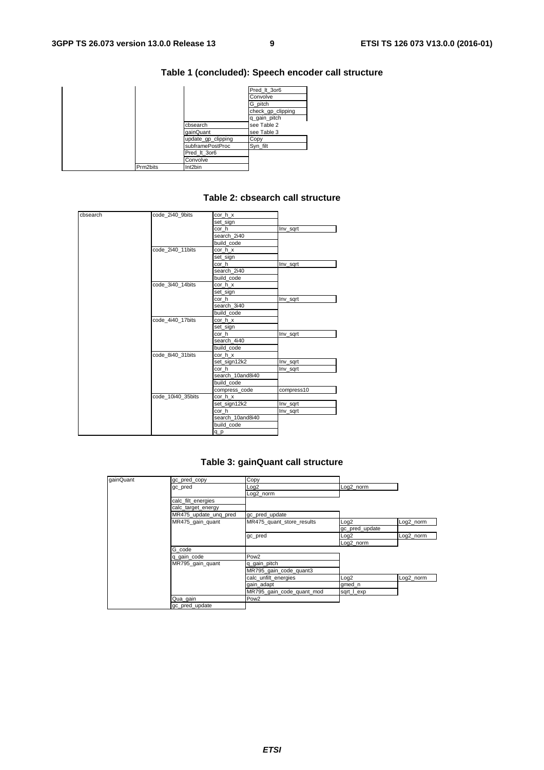### Table 1 (concluded): Speech encoder call structure

| | | | |
|---|---|---|---|
| | | | Pred_lt_3or6 |
| | | | Convolve |
| | | | G_pitch |
| | | | check_gp_clipping |
| | | | q_gain_pitch |
| | | cbsearch | see Table 2 |
| | | gainQuant | see Table 3 |
| | | update_gp_clipping | Copy |
| | | subframePostProc | Syn_filt |
| | | Pred_lt_3or6 | |
| | | Convolve | |
| | Prm2bits | Int2bin | |

### Table 2: cbsearch call structure

| | | | |
|---|---|---|---|
| cbsearch | code_2i40_9bits | cor_h_x | |
| | | set_sign | |
| | | cor_h | Inv_sqrt |
| | | search_2i40 | |
| | | build_code | |
| | code_2i40_11bits | cor_h_x | |
| | | set_sign | |
| | | cor_h | Inv_sqrt |
| | | search_2i40 | |
| | | build_code | |
| | code_3i40_14bits | cor_h_x | |
| | | set_sign | |
| | | cor_h | Inv_sqrt |
| | | search_3i40 | |
| | | build_code | |
| | code_4i40_17bits | cor_h_x | |
| | | set_sign | |
| | | cor_h | Inv_sqrt |
| | | search_4i40 | |
| | | build_code | |
| | code_8i40_31bits | cor_h_x | |
| | | set_sign12k2 | Inv_sqrt |
| | | cor_h | Inv_sqrt |
| | | search_10and8i40 | |
| | | build_code | |
| | | compress_code | compress10 |
| | code_10i40_35bits | cor_h_x | |
| | | set_sign12k2 | Inv_sqrt |
| | | cor_h | Inv_sqrt |
| | | search_10and8i40 | |
| | | build_code | |
| | | q_p | |

### Table 3: gainQuant call structure

| | | | | |
|---|---|---|---|---|
| gainQuant | gc_pred_copy | Copy | | |
| | gc_pred | Log2 | Log2_norm | |
| | | Log2_norm | | |
| | calc_filt_energies | | | |
| | calc_target_energy | | | |
| | MR475_update_unq_pred | gc_pred_update | | |
| | MR475_gain_quant | MR475_quant_store_results | Log2 | Log2_norm |
| | | | gc_pred_update | |
| | | gc_pred | Log2 | Log2_norm |
| | | | Log2_norm | |
| | G_code | | | |
| | q_gain_code | Pow2 | | |
| | MR795_gain_quant | q_gain_pitch | | |
| | | MR795_gain_code_quant3 | | |
| | | calc_unfilt_energies | Log2 | Log2_norm |
| | | gain_adapt | gmed_n | |
| | | MR795_gain_code_quant_mod | sqrt_l_exp | |
| | Qua_gain | Pow2 | | |
| | gc_pred_update | | | |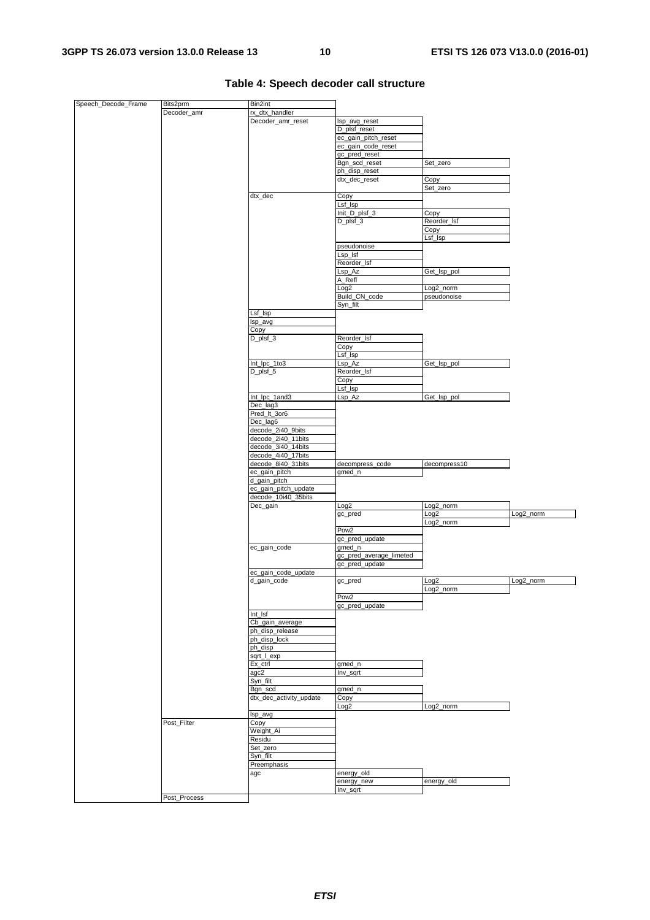**Table 4: Speech decoder call structure**

| Level 1 | Level 2 | Level 3 | Level 4 | Level 5 | Level 6 |
|---|---|---|---|---|---|
| Speech_Decode_Frame | Bits2prm | Bin2int | | | |
| | Decoder_amr | rx_dtx_handler | | | |
| | | Decoder_amr_reset | lsp_avg_reset | | |
| | | | D_plsf_reset | | |
| | | | ec_gain_pitch_reset | | |
| | | | ec_gain_code_reset | | |
| | | | gc_pred_reset | | |
| | | | Bgn_scd_reset | Set_zero | |
| | | | ph_disp_reset | | |
| | | | dtx_dec_reset | Copy | |
| | | | | Set_zero | |
| | | dtx_dec | Copy | | |
| | | | Lsf_lsp | | |
| | | | Init_D_plsf_3 | Copy | |
| | | | D_plsf_3 | Reorder_lsf | |
| | | | | Copy | |
| | | | | Lsf_lsp | |
| | | | pseudonoise | | |
| | | | Lsp_lsf | | |
| | | | Reorder_lsf | | |
| | | | Lsp_Az | Get_lsp_pol | |
| | | | A_Refl | | |
| | | | Log2 | Log2_norm | |
| | | | Build_CN_code | pseudonoise | |
| | | | Syn_filt | | |
| | | Lsf_lsp | | | |
| | | lsp_avg | | | |
| | | Copy | | | |
| | | D_plsf_3 | Reorder_lsf | | |
| | | | Copy | | |
| | | | Lsf_lsp | | |
| | | Int_lpc_1to3 | Lsp_Az | Get_lsp_pol | |
| | | D_plsf_5 | Reorder_lsf | | |
| | | | Copy | | |
| | | | Lsf_lsp | | |
| | | Int_lpc_1and3 | Lsp_Az | Get_lsp_pol | |
| | | Dec_lag3 | | | |
| | | Pred_lt_3or6 | | | |
| | | Dec_lag6 | | | |
| | | decode_2i40_9bits | | | |
| | | decode_2i40_11bits | | | |
| | | decode_3i40_14bits | | | |
| | | decode_4i40_17bits | | | |
| | | decode_8i40_31bits | decompress_code | decompress10 | |
| | | ec_gain_pitch | gmed_n | | |
| | | d_gain_pitch | | | |
| | | ec_gain_pitch_update | | | |
| | | decode_10i40_35bits | | | |
| | | Dec_gain | Log2 | Log2_norm | |
| | | | gc_pred | Log2 | Log2_norm |
| | | | | Log2_norm | |
| | | | Pow2 | | |
| | | | gc_pred_update | | |
| | | ec_gain_code | gmed_n | | |
| | | | gc_pred_average_limeted | | |
| | | | gc_pred_update | | |
| | | ec_gain_code_update | | | |
| | | d_gain_code | gc_pred | Log2 | Log2_norm |
| | | | | Log2_norm | |
| | | | Pow2 | | |
| | | | gc_pred_update | | |
| | | Int_lsf | | | |
| | | Cb_gain_average | | | |
| | | ph_disp_release | | | |
| | | ph_disp_lock | | | |
| | | ph_disp | | | |
| | | sqrt_l_exp | | | |
| | | Ex_ctrl | gmed_n | | |
| | | agc2 | Inv_sqrt | | |
| | | Syn_filt | | | |
| | | Bgn_scd | gmed_n | | |
| | | dtx_dec_activity_update | Copy | | |
| | | | Log2 | Log2_norm | |
| | | lsp_avg | | | |
| | Post_Filter | Copy | | | |
| | | Weight_Ai | | | |
| | | Residu | | | |
| | | Set_zero | | | |
| | | Syn_filt | | | |
| | | Preemphasis | | | |
| | | agc | energy_old | | |
| | | | energy_new | energy_old | |
| | | | Inv_sqrt | | |
| | Post_Process | | | | |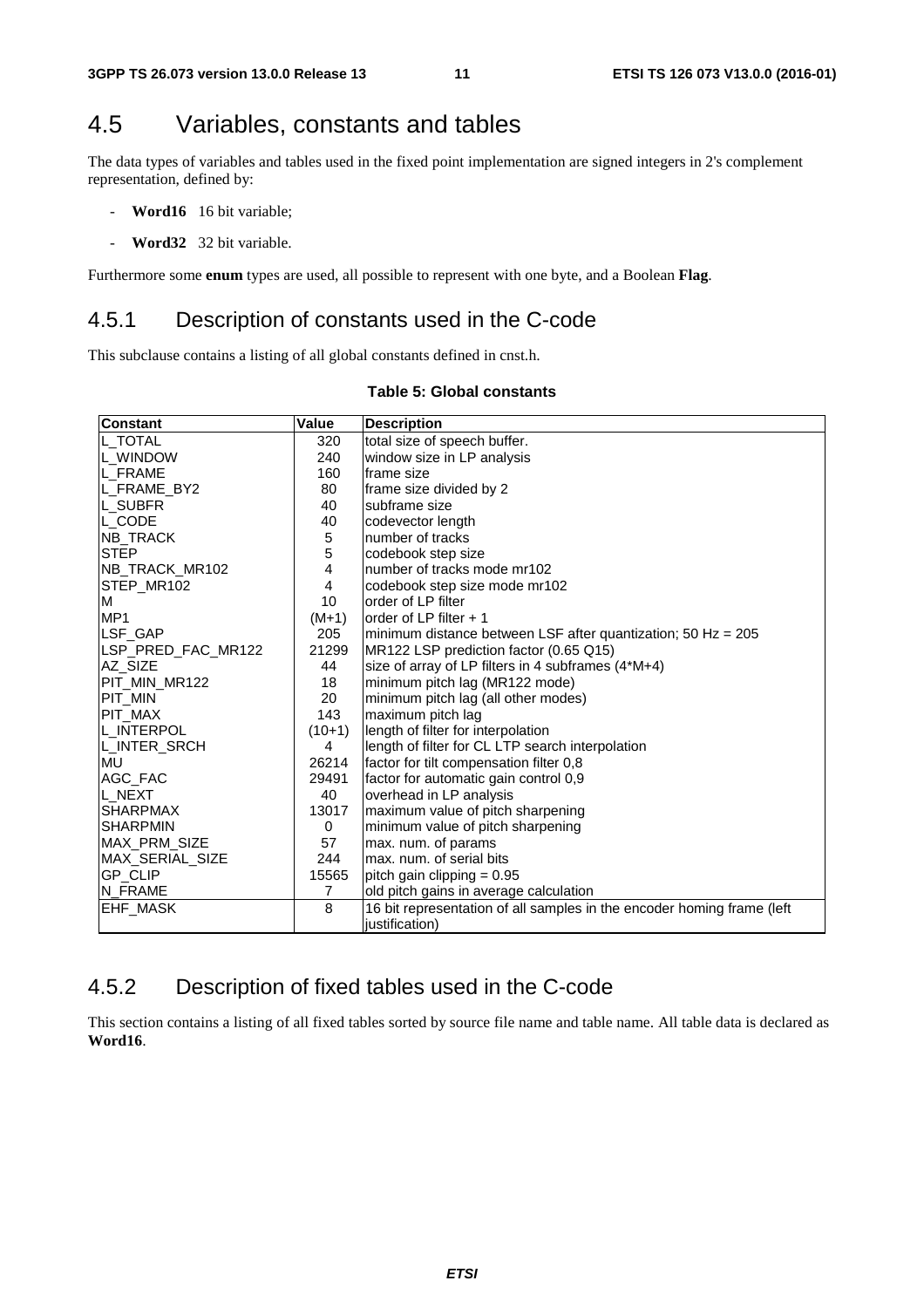## 4.5 Variables, constants and tables

The data types of variables and tables used in the fixed point implementation are signed integers in 2's complement representation, defined by:

- **Word16** 16 bit variable;
- **Word32** 32 bit variable.

Furthermore some **enum** types are used, all possible to represent with one byte, and a Boolean **Flag**.

### 4.5.1 Description of constants used in the C-code

This subclause contains a listing of all global constants defined in cnst.h.

**Table 5: Global constants**

| Constant | Value | Description |
|---|---|---|
| L_TOTAL | 320 | total size of speech buffer. |
| L_WINDOW | 240 | window size in LP analysis |
| L_FRAME | 160 | frame size |
| L_FRAME_BY2 | 80 | frame size divided by 2 |
| L_SUBFR | 40 | subframe size |
| L_CODE | 40 | codevector length |
| NB_TRACK | 5 | number of tracks |
| STEP | 5 | codebook step size |
| NB_TRACK_MR102 | 4 | number of tracks mode mr102 |
| STEP_MR102 | 4 | codebook step size mode mr102 |
| M | 10 | order of LP filter |
| MP1 | (M+1) | order of LP filter + 1 |
| LSF_GAP | 205 | minimum distance between LSF after quantization; 50 Hz = 205 |
| LSP_PRED_FAC_MR122 | 21299 | MR122 LSP prediction factor (0.65 Q15) |
| AZ_SIZE | 44 | size of array of LP filters in 4 subframes (4*M+4) |
| PIT_MIN_MR122 | 18 | minimum pitch lag (MR122 mode) |
| PIT_MIN | 20 | minimum pitch lag (all other modes) |
| PIT_MAX | 143 | maximum pitch lag |
| L_INTERPOL | (10+1) | length of filter for interpolation |
| L_INTER_SRCH | 4 | length of filter for CL LTP search interpolation |
| MU | 26214 | factor for tilt compensation filter 0,8 |
| AGC_FAC | 29491 | factor for automatic gain control 0,9 |
| L_NEXT | 40 | overhead in LP analysis |
| SHARPMAX | 13017 | maximum value of pitch sharpening |
| SHARPMIN | 0 | minimum value of pitch sharpening |
| MAX_PRM_SIZE | 57 | max. num. of params |
| MAX_SERIAL_SIZE | 244 | max. num. of serial bits |
| GP_CLIP | 15565 | pitch gain clipping = 0.95 |
| N_FRAME | 7 | old pitch gains in average calculation |
| EHF_MASK | 8 | 16 bit representation of all samples in the encoder homing frame (left justification) |

### 4.5.2 Description of fixed tables used in the C-code

This section contains a listing of all fixed tables sorted by source file name and table name. All table data is declared as **Word16**.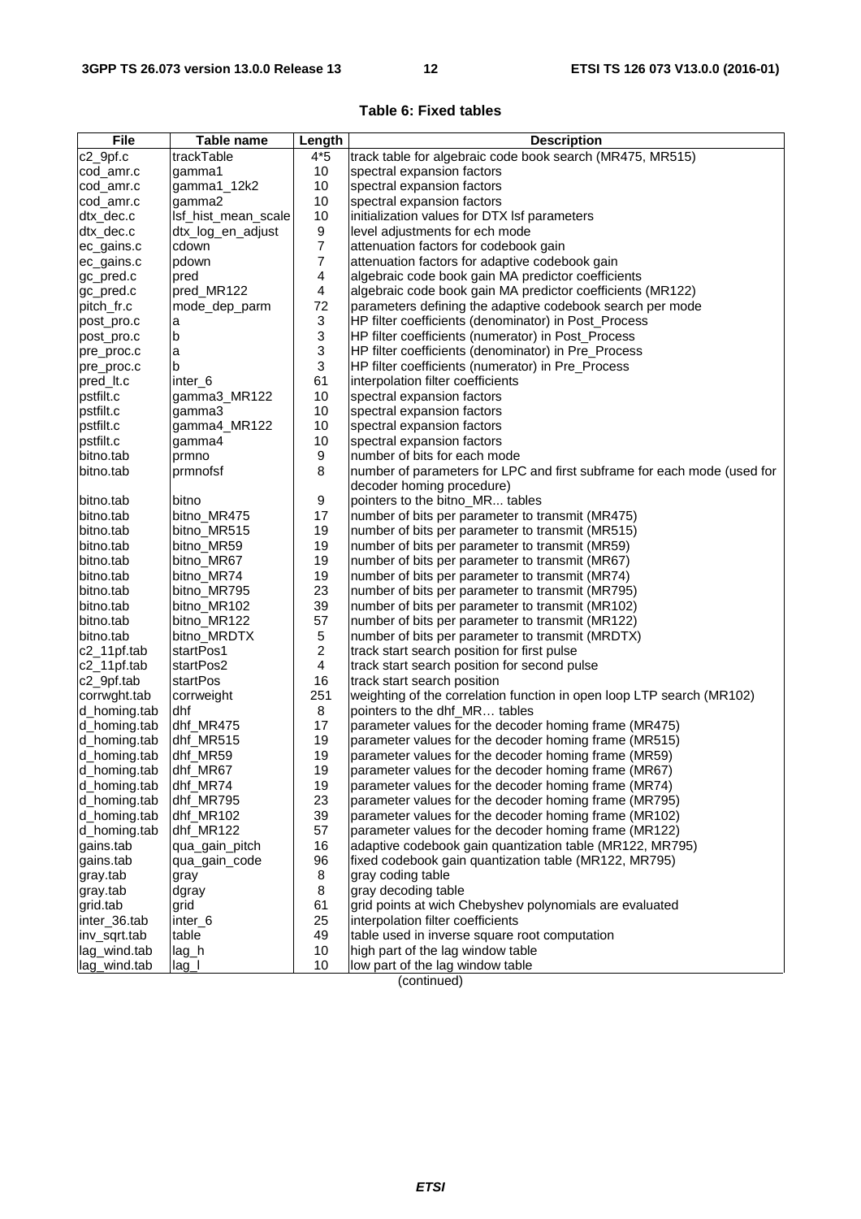**Table 6: Fixed tables**

| File | Table name | Length | Description |
|---|---|---|---|
| c2_9pf.c | trackTable | 4*5 | track table for algebraic code book search (MR475, MR515) |
| cod_amr.c | gamma1 | 10 | spectral expansion factors |
| cod_amr.c | gamma1_12k2 | 10 | spectral expansion factors |
| cod_amr.c | gamma2 | 10 | spectral expansion factors |
| dtx_dec.c | lsf_hist_mean_scale | 10 | initialization values for DTX lsf parameters |
| dtx_dec.c | dtx_log_en_adjust | 9 | level adjustments for ech mode |
| ec_gains.c | cdown | 7 | attenuation factors for codebook gain |
| ec_gains.c | pdown | 7 | attenuation factors for adaptive codebook gain |
| gc_pred.c | pred | 4 | algebraic code book gain MA predictor coefficients |
| gc_pred.c | pred_MR122 | 4 | algebraic code book gain MA predictor coefficients (MR122) |
| pitch_fr.c | mode_dep_parm | 72 | parameters defining the adaptive codebook search per mode |
| post_pro.c | a | 3 | HP filter coefficients (denominator) in Post_Process |
| post_pro.c | b | 3 | HP filter coefficients (numerator) in Post_Process |
| pre_proc.c | a | 3 | HP filter coefficients (denominator) in Pre_Process |
| pre_proc.c | b | 3 | HP filter coefficients (numerator) in Pre_Process |
| pred_lt.c | inter_6 | 61 | interpolation filter coefficients |
| pstfilt.c | gamma3_MR122 | 10 | spectral expansion factors |
| pstfilt.c | gamma3 | 10 | spectral expansion factors |
| pstfilt.c | gamma4_MR122 | 10 | spectral expansion factors |
| pstfilt.c | gamma4 | 10 | spectral expansion factors |
| bitno.tab | prmno | 9 | number of bits for each mode |
| bitno.tab | prmnofsf | 8 | number of parameters for LPC and first subframe for each mode (used for decoder homing procedure) |
| bitno.tab | bitno | 9 | pointers to the bitno_MR... tables |
| bitno.tab | bitno_MR475 | 17 | number of bits per parameter to transmit (MR475) |
| bitno.tab | bitno_MR515 | 19 | number of bits per parameter to transmit (MR515) |
| bitno.tab | bitno_MR59 | 19 | number of bits per parameter to transmit (MR59) |
| bitno.tab | bitno_MR67 | 19 | number of bits per parameter to transmit (MR67) |
| bitno.tab | bitno_MR74 | 19 | number of bits per parameter to transmit (MR74) |
| bitno.tab | bitno_MR795 | 23 | number of bits per parameter to transmit (MR795) |
| bitno.tab | bitno_MR102 | 39 | number of bits per parameter to transmit (MR102) |
| bitno.tab | bitno_MR122 | 57 | number of bits per parameter to transmit (MR122) |
| bitno.tab | bitno_MRDTX | 5 | number of bits per parameter to transmit (MRDTX) |
| c2_11pf.tab | startPos1 | 2 | track start search position for first pulse |
| c2_11pf.tab | startPos2 | 4 | track start search position for second pulse |
| c2_9pf.tab | startPos | 16 | track start search position |
| corrwght.tab | corrweight | 251 | weighting of the correlation function in open loop LTP search (MR102) |
| d_homing.tab | dhf | 8 | pointers to the dhf_MR… tables |
| d_homing.tab | dhf_MR475 | 17 | parameter values for the decoder homing frame (MR475) |
| d_homing.tab | dhf_MR515 | 19 | parameter values for the decoder homing frame (MR515) |
| d_homing.tab | dhf_MR59 | 19 | parameter values for the decoder homing frame (MR59) |
| d_homing.tab | dhf_MR67 | 19 | parameter values for the decoder homing frame (MR67) |
| d_homing.tab | dhf_MR74 | 19 | parameter values for the decoder homing frame (MR74) |
| d_homing.tab | dhf_MR795 | 23 | parameter values for the decoder homing frame (MR795) |
| d_homing.tab | dhf_MR102 | 39 | parameter values for the decoder homing frame (MR102) |
| d_homing.tab | dhf_MR122 | 57 | parameter values for the decoder homing frame (MR122) |
| gains.tab | qua_gain_pitch | 16 | adaptive codebook gain quantization table (MR122, MR795) |
| gains.tab | qua_gain_code | 96 | fixed codebook gain quantization table (MR122, MR795) |
| gray.tab | gray | 8 | gray coding table |
| gray.tab | dgray | 8 | gray decoding table |
| grid.tab | grid | 61 | grid points at wich Chebyshev polynomials are evaluated |
| inter_36.tab | inter_6 | 25 | interpolation filter coefficients |
| inv_sqrt.tab | table | 49 | table used in inverse square root computation |
| lag_wind.tab | lag_h | 10 | high part of the lag window table |
| lag_wind.tab | lag_l | 10 | low part of the lag window table |

(continued)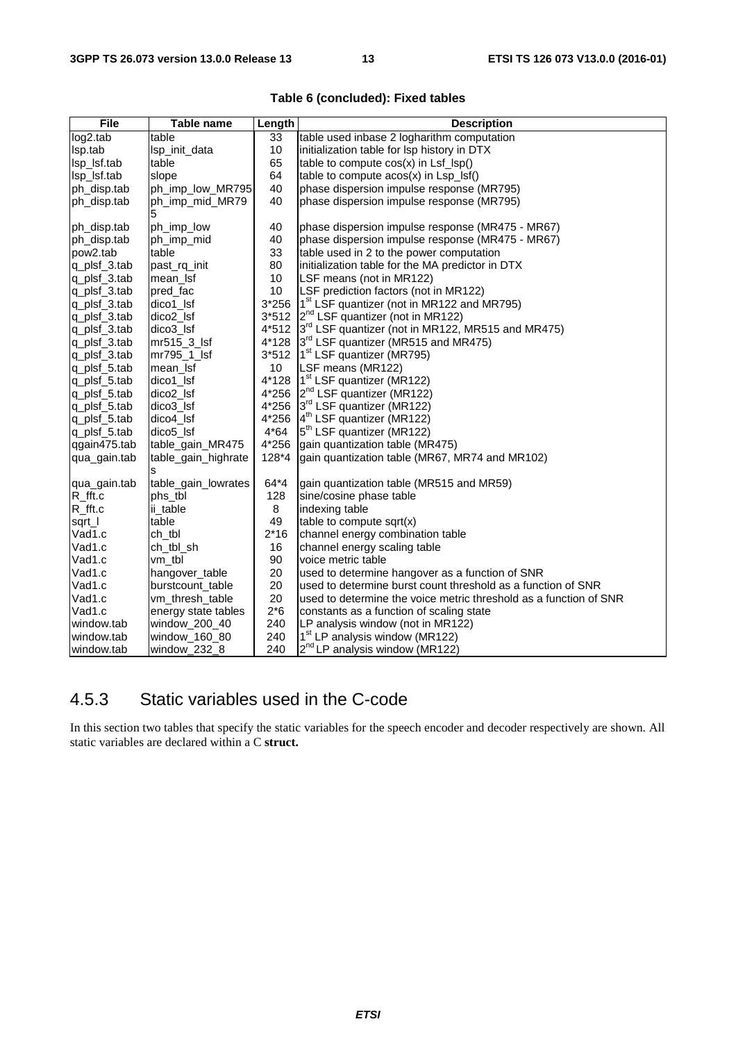**Table 6 (concluded): Fixed tables**

| File | Table name | Length | Description |
|---|---|---|---|
| log2.tab | table | 33 | table used inbase 2 logharithm computation |
| lsp.tab | lsp_init_data | 10 | initialization table for lsp history in DTX |
| lsp_lsf.tab | table | 65 | table to compute cos(x) in Lsf_lsp() |
| lsp_lsf.tab | slope | 64 | table to compute acos(x) in Lsp_lsf() |
| ph_disp.tab | ph_imp_low_MR795 | 40 | phase dispersion impulse response (MR795) |
| ph_disp.tab | ph_imp_mid_MR795 | 40 | phase dispersion impulse response (MR795) |
| ph_disp.tab | ph_imp_low | 40 | phase dispersion impulse response (MR475 - MR67) |
| ph_disp.tab | ph_imp_mid | 40 | phase dispersion impulse response (MR475 - MR67) |
| pow2.tab | table | 33 | table used in 2 to the power computation |
| q_plsf_3.tab | past_rq_init | 80 | initialization table for the MA predictor in DTX |
| q_plsf_3.tab | mean_lsf | 10 | LSF means (not in MR122) |
| q_plsf_3.tab | pred_fac | 10 | LSF prediction factors (not in MR122) |
| q_plsf_3.tab | dico1_lsf | 3*256 | 1st LSF quantizer (not in MR122 and MR795) |
| q_plsf_3.tab | dico2_lsf | 3*512 | 2nd LSF quantizer (not in MR122) |
| q_plsf_3.tab | dico3_lsf | 4*512 | 3rd LSF quantizer (not in MR122, MR515 and MR475) |
| q_plsf_3.tab | mr515_3_lsf | 4*128 | 3rd LSF quantizer (MR515 and MR475) |
| q_plsf_3.tab | mr795_1_lsf | 3*512 | 1st LSF quantizer (MR795) |
| q_plsf_5.tab | mean_lsf | 10 | LSF means (MR122) |
| q_plsf_5.tab | dico1_lsf | 4*128 | 1st LSF quantizer (MR122) |
| q_plsf_5.tab | dico2_lsf | 4*256 | 2nd LSF quantizer (MR122) |
| q_plsf_5.tab | dico3_lsf | 4*256 | 3rd LSF quantizer (MR122) |
| q_plsf_5.tab | dico4_lsf | 4*256 | 4th LSF quantizer (MR122) |
| q_plsf_5.tab | dico5_lsf | 4*64 | 5th LSF quantizer (MR122) |
| qgain475.tab | table_gain_MR475 | 4*256 | gain quantization table (MR475) |
| qua_gain.tab | table_gain_highrates | 128*4 | gain quantization table (MR67, MR74 and MR102) |
| qua_gain.tab | table_gain_lowrates | 64*4 | gain quantization table (MR515 and MR59) |
| R_fft.c | phs_tbl | 128 | sine/cosine phase table |
| R_fft.c | ii_table | 8 | indexing table |
| sqrt_l | table | 49 | table to compute sqrt(x) |
| Vad1.c | ch_tbl | 2*16 | channel energy combination table |
| Vad1.c | ch_tbl_sh | 16 | channel energy scaling table |
| Vad1.c | vm_tbl | 90 | voice metric table |
| Vad1.c | hangover_table | 20 | used to determine hangover as a function of SNR |
| Vad1.c | burstcount_table | 20 | used to determine burst count threshold as a function of SNR |
| Vad1.c | vm_thresh_table | 20 | used to determine the voice metric threshold as a function of SNR |
| Vad1.c | energy state tables | 2*6 | constants as a function of scaling state |
| window.tab | window_200_40 | 240 | LP analysis window (not in MR122) |
| window.tab | window_160_80 | 240 | 1st LP analysis window (MR122) |
| window.tab | window_232_8 | 240 | 2nd LP analysis window (MR122) |

## 4.5.3 Static variables used in the C-code

In this section two tables that specify the static variables for the speech encoder and decoder respectively are shown. All static variables are declared within a C **struct.**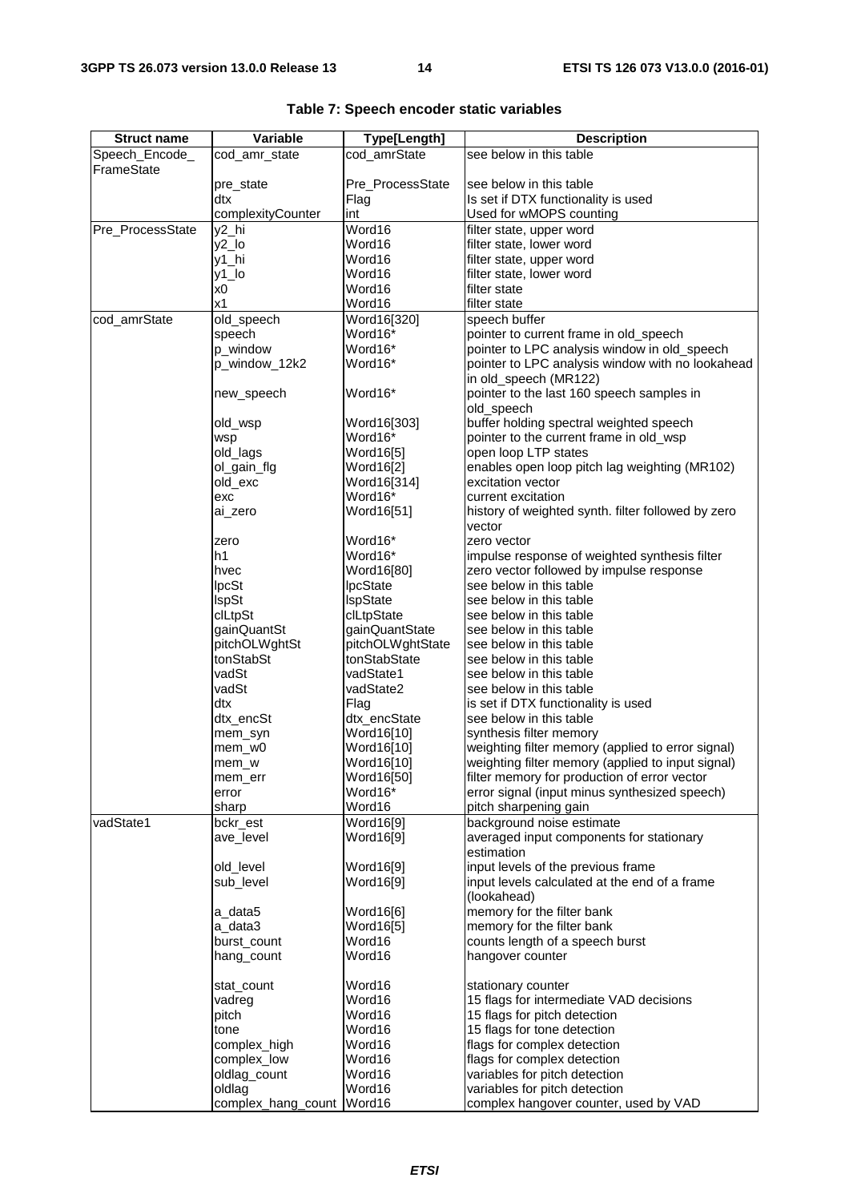**Table 7: Speech encoder static variables**

| Struct name | Variable | Type[Length] | Description |
|---|---|---|---|
| Speech_Encode_FrameState | cod_amr_state | cod_amrState | see below in this table |
| | pre_state | Pre_ProcessState | see below in this table |
| | dtx | Flag | Is set if DTX functionality is used |
| | complexityCounter | int | Used for wMOPS counting |
| Pre_ProcessState | y2_hi | Word16 | filter state, upper word |
| | y2_lo | Word16 | filter state, lower word |
| | y1_hi | Word16 | filter state, upper word |
| | y1_lo | Word16 | filter state, lower word |
| | x0 | Word16 | filter state |
| | x1 | Word16 | filter state |
| cod_amrState | old_speech | Word16[320] | speech buffer |
| | speech | Word16* | pointer to current frame in old_speech |
| | p_window | Word16* | pointer to LPC analysis window in old_speech |
| | p_window_12k2 | Word16* | pointer to LPC analysis window with no lookahead in old_speech (MR122) |
| | new_speech | Word16* | pointer to the last 160 speech samples in old_speech |
| | old_wsp | Word16[303] | buffer holding spectral weighted speech |
| | wsp | Word16* | pointer to the current frame in old_wsp |
| | old_lags | Word16[5] | open loop LTP states |
| | ol_gain_flg | Word16[2] | enables open loop pitch lag weighting (MR102) |
| | old_exc | Word16[314] | excitation vector |
| | exc | Word16* | current excitation |
| | ai_zero | Word16[51] | history of weighted synth. filter followed by zero vector |
| | zero | Word16* | zero vector |
| | h1 | Word16* | impulse response of weighted synthesis filter |
| | hvec | Word16[80] | zero vector followed by impulse response |
| | lpcSt | lpcState | see below in this table |
| | lspSt | lspState | see below in this table |
| | clLtpSt | clLtpState | see below in this table |
| | gainQuantSt | gainQuantState | see below in this table |
| | pitchOLWghtSt | pitchOLWghtState | see below in this table |
| | tonStabSt | tonStabState | see below in this table |
| | vadSt | vadState1 | see below in this table |
| | vadSt | vadState2 | see below in this table |
| | dtx | Flag | is set if DTX functionality is used |
| | dtx_encSt | dtx_encState | see below in this table |
| | mem_syn | Word16[10] | synthesis filter memory |
| | mem_w0 | Word16[10] | weighting filter memory (applied to error signal) |
| | mem_w | Word16[10] | weighting filter memory (applied to input signal) |
| | mem_err | Word16[50] | filter memory for production of error vector |
| | error | Word16* | error signal (input minus synthesized speech) |
| | sharp | Word16 | pitch sharpening gain |
| vadState1 | bckr_est | Word16[9] | background noise estimate |
| | ave_level | Word16[9] | averaged input components for stationary estimation |
| | old_level | Word16[9] | input levels of the previous frame |
| | sub_level | Word16[9] | input levels calculated at the end of a frame (lookahead) |
| | a_data5 | Word16[6] | memory for the filter bank |
| | a_data3 | Word16[5] | memory for the filter bank |
| | burst_count | Word16 | counts length of a speech burst |
| | hang_count | Word16 | hangover counter |
| | stat_count | Word16 | stationary counter |
| | vadreg | Word16 | 15 flags for intermediate VAD decisions |
| | pitch | Word16 | 15 flags for pitch detection |
| | tone | Word16 | 15 flags for tone detection |
| | complex_high | Word16 | flags for complex detection |
| | complex_low | Word16 | flags for complex detection |
| | oldlag_count | Word16 | variables for pitch detection |
| | oldlag | Word16 | variables for pitch detection |
| | complex_hang_count | Word16 | complex hangover counter, used by VAD |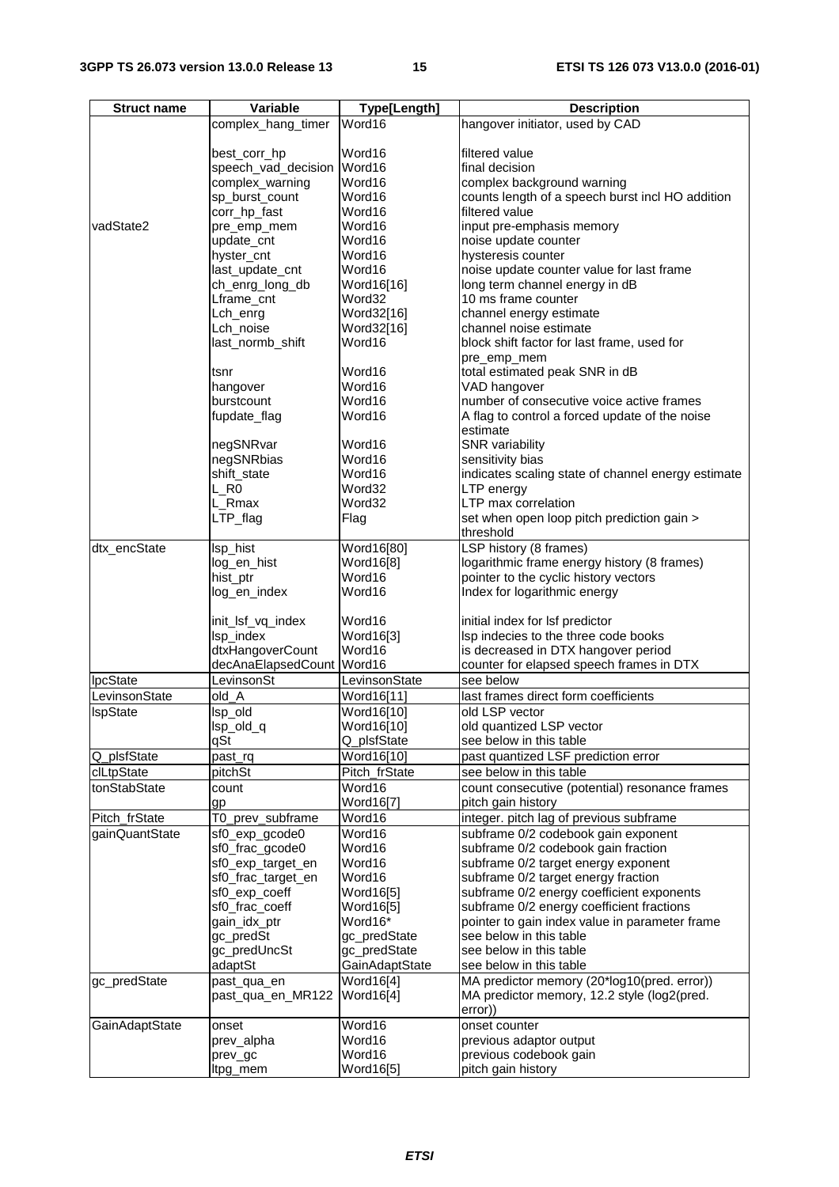| Struct name | Variable | Type[Length] | Description |
|---|---|---|---|
| vadState2 | complex_hang_timer | Word16 | hangover initiator, used by CAD |
| | best_corr_hp | Word16 | filtered value |
| | speech_vad_decision | Word16 | final decision |
| | complex_warning | Word16 | complex background warning |
| | sp_burst_count | Word16 | counts length of a speech burst incl HO addition |
| | corr_hp_fast | Word16 | filtered value |
| | pre_emp_mem | Word16 | input pre-emphasis memory |
| | update_cnt | Word16 | noise update counter |
| | hyster_cnt | Word16 | hysteresis counter |
| | last_update_cnt | Word16 | noise update counter value for last frame |
| | ch_enrg_long_db | Word16[16] | long term channel energy in dB |
| | Lframe_cnt | Word32 | 10 ms frame counter |
| | Lch_enrg | Word32[16] | channel energy estimate |
| | Lch_noise | Word32[16] | channel noise estimate |
| | last_normb_shift | Word16 | block shift factor for last frame, used for pre_emp_mem |
| | tsnr | Word16 | total estimated peak SNR in dB |
| | hangover | Word16 | VAD hangover |
| | burstcount | Word16 | number of consecutive voice active frames |
| | fupdate_flag | Word16 | A flag to control a forced update of the noise estimate |
| | negSNRvar | Word16 | SNR variability |
| | negSNRbias | Word16 | sensitivity bias |
| | shift_state | Word16 | indicates scaling state of channel energy estimate |
| | L_R0 | Word32 | LTP energy |
| | L_Rmax | Word32 | LTP max correlation |
| | LTP_flag | Flag | set when open loop pitch prediction gain > threshold |
| dtx_encState | lsp_hist | Word16[80] | LSP history (8 frames) |
| | log_en_hist | Word16[8] | logarithmic frame energy history (8 frames) |
| | hist_ptr | Word16 | pointer to the cyclic history vectors |
| | log_en_index | Word16 | Index for logarithmic energy |
| | init_lsf_vq_index | Word16 | initial index for lsf predictor |
| | lsp_index | Word16[3] | lsp indecies to the three code books |
| | dtxHangoverCount | Word16 | is decreased in DTX hangover period |
| | decAnaElapsedCount | Word16 | counter for elapsed speech frames in DTX |
| lpcState | LevinsonSt | LevinsonState | see below |
| LevinsonState | old_A | Word16[11] | last frames direct form coefficients |
| lspState | lsp_old | Word16[10] | old LSP vector |
| | lsp_old_q | Word16[10] | old quantized LSP vector |
| | qSt | Q_plsfState | see below in this table |
| Q_plsfState | past_rq | Word16[10] | past quantized LSF prediction error |
| clLtpState | pitchSt | Pitch_frState | see below in this table |
| tonStabState | count | Word16 | count consecutive (potential) resonance frames |
| | gp | Word16[7] | pitch gain history |
| Pitch_frState | T0_prev_subframe | Word16 | integer. pitch lag of previous subframe |
| gainQuantState | sf0_exp_gcode0 | Word16 | subframe 0/2 codebook gain exponent |
| | sf0_frac_gcode0 | Word16 | subframe 0/2 codebook gain fraction |
| | sf0_exp_target_en | Word16 | subframe 0/2 target energy exponent |
| | sf0_frac_target_en | Word16 | subframe 0/2 target energy fraction |
| | sf0_exp_coeff | Word16[5] | subframe 0/2 energy coefficient exponents |
| | sf0_frac_coeff | Word16[5] | subframe 0/2 energy coefficient fractions |
| | gain_idx_ptr | Word16* | pointer to gain index value in parameter frame |
| | gc_predSt | gc_predState | see below in this table |
| | gc_predUncSt | gc_predState | see below in this table |
| | adaptSt | GainAdaptState | see below in this table |
| gc_predState | past_qua_en | Word16[4] | MA predictor memory (20*log10(pred. error)) |
| | past_qua_en_MR122 | Word16[4] | MA predictor memory, 12.2 style (log2(pred. error)) |
| GainAdaptState | onset | Word16 | onset counter |
| | prev_alpha | Word16 | previous adaptor output |
| | prev_gc | Word16 | previous codebook gain |
| | ltpg_mem | Word16[5] | pitch gain history |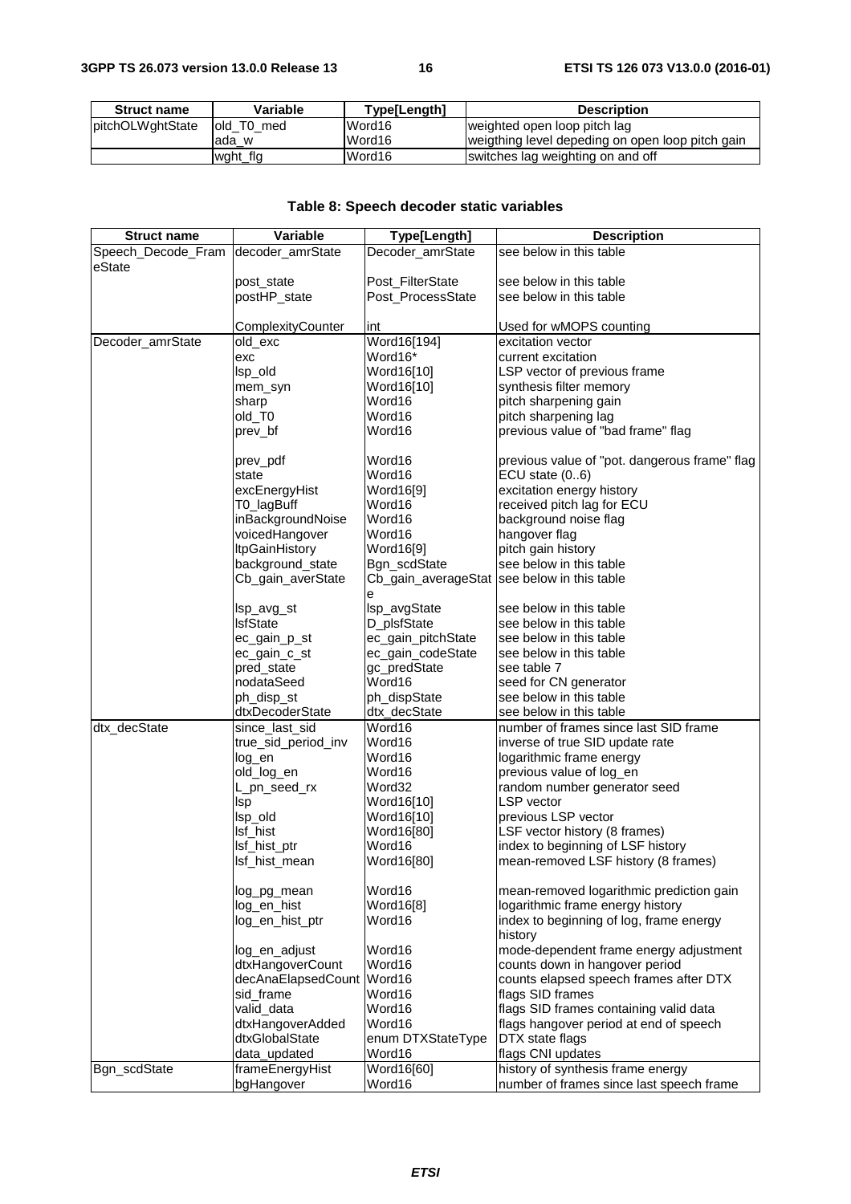| Struct name | Variable | Type[Length] | Description |
|---|---|---|---|
| pitchOLWghtState | old_T0_med | Word16 | weighted open loop pitch lag |
| | ada_w | Word16 | weigthing level depeding on open loop pitch gain |
| | wght_flg | Word16 | switches lag weighting on and off |

### Table 8: Speech decoder static variables

| Struct name | Variable | Type[Length] | Description |
|---|---|---|---|
| Speech_Decode_FrameState | decoder_amrState | Decoder_amrState | see below in this table |
| | post_state | Post_FilterState | see below in this table |
| | postHP_state | Post_ProcessState | see below in this table |
| | ComplexityCounter | int | Used for wMOPS counting |
| Decoder_amrState | old_exc | Word16[194] | excitation vector |
| | exc | Word16* | current excitation |
| | lsp_old | Word16[10] | LSP vector of previous frame |
| | mem_syn | Word16[10] | synthesis filter memory |
| | sharp | Word16 | pitch sharpening gain |
| | old_T0 | Word16 | pitch sharpening lag |
| | prev_bf | Word16 | previous value of "bad frame" flag |
| | prev_pdf | Word16 | previous value of "pot. dangerous frame" flag |
| | state | Word16 | ECU state (0..6) |
| | excEnergyHist | Word16[9] | excitation energy history |
| | T0_lagBuff | Word16 | received pitch lag for ECU |
| | inBackgroundNoise | Word16 | background noise flag |
| | voicedHangover | Word16 | hangover flag |
| | ltpGainHistory | Word16[9] | pitch gain history |
| | background_state | Bgn_scdState | see below in this table |
| | Cb_gain_averState | Cb_gain_averageState | see below in this table |
| | lsp_avg_st | lsp_avgState | see below in this table |
| | lsfState | D_plsfState | see below in this table |
| | ec_gain_p_st | ec_gain_pitchState | see below in this table |
| | ec_gain_c_st | ec_gain_codeState | see below in this table |
| | pred_state | gc_predState | see table 7 |
| | nodataSeed | Word16 | seed for CN generator |
| | ph_disp_st | ph_dispState | see below in this table |
| | dtxDecoderState | dtx_decState | see below in this table |
| dtx_decState | since_last_sid | Word16 | number of frames since last SID frame |
| | true_sid_period_inv | Word16 | inverse of true SID update rate |
| | log_en | Word16 | logarithmic frame energy |
| | old_log_en | Word16 | previous value of log_en |
| | L_pn_seed_rx | Word32 | random number generator seed |
| | lsp | Word16[10] | LSP vector |
| | lsp_old | Word16[10] | previous LSP vector |
| | lsf_hist | Word16[80] | LSF vector history (8 frames) |
| | lsf_hist_ptr | Word16 | index to beginning of LSF history |
| | lsf_hist_mean | Word16[80] | mean-removed LSF history (8 frames) |
| | log_pg_mean | Word16 | mean-removed logarithmic prediction gain |
| | log_en_hist | Word16[8] | logarithmic frame energy history |
| | log_en_hist_ptr | Word16 | index to beginning of log, frame energy history |
| | log_en_adjust | Word16 | mode-dependent frame energy adjustment |
| | dtxHangoverCount | Word16 | counts down in hangover period |
| | decAnaElapsedCount | Word16 | counts elapsed speech frames after DTX |
| | sid_frame | Word16 | flags SID frames |
| | valid_data | Word16 | flags SID frames containing valid data |
| | dtxHangoverAdded | Word16 | flags hangover period at end of speech |
| | dtxGlobalState | enum DTXStateType | DTX state flags |
| | data_updated | Word16 | flags CNI updates |
| Bgn_scdState | frameEnergyHist | Word16[60] | history of synthesis frame energy |
| | bgHangover | Word16 | number of frames since last speech frame |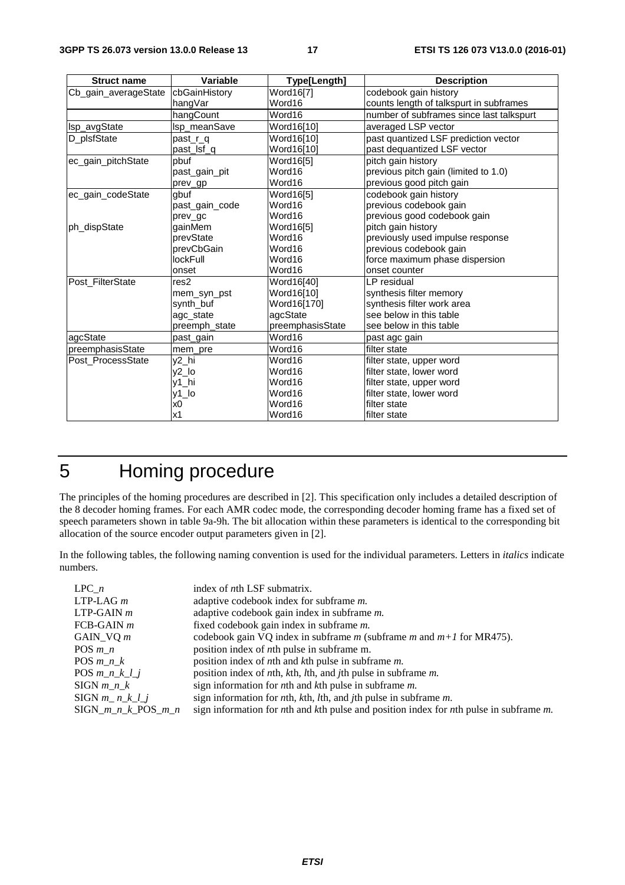| Struct name | Variable | Type[Length] | Description |
|---|---|---|---|
| Cb_gain_averageState | cbGainHistory | Word16[7] | codebook gain history |
| | hangVar | Word16 | counts length of talkspurt in subframes |
| | hangCount | Word16 | number of subframes since last talkspurt |
| lsp_avgState | lsp_meanSave | Word16[10] | averaged LSP vector |
| D_plsfState | past_r_q | Word16[10] | past quantized LSF prediction vector |
| | past_lsf_q | Word16[10] | past dequantized LSF vector |
| ec_gain_pitchState | pbuf | Word16[5] | pitch gain history |
| | past_gain_pit | Word16 | previous pitch gain (limited to 1.0) |
| | prev_gp | Word16 | previous good pitch gain |
| ec_gain_codeState | gbuf | Word16[5] | codebook gain history |
| | past_gain_code | Word16 | previous codebook gain |
| | prev_gc | Word16 | previous good codebook gain |
| ph_dispState | gainMem | Word16[5] | pitch gain history |
| | prevState | Word16 | previously used impulse response |
| | prevCbGain | Word16 | previous codebook gain |
| | lockFull | Word16 | force maximum phase dispersion |
| | onset | Word16 | onset counter |
| Post_FilterState | res2 | Word16[40] | LP residual |
| | mem_syn_pst | Word16[10] | synthesis filter memory |
| | synth_buf | Word16[170] | synthesis filter work area |
| | agc_state | agcState | see below in this table |
| | preemph_state | preemphasisState | see below in this table |
| agcState | past_gain | Word16 | past agc gain |
| preemphasisState | mem_pre | Word16 | filter state |
| Post_ProcessState | y2_hi | Word16 | filter state, upper word |
| | y2_lo | Word16 | filter state, lower word |
| | y1_hi | Word16 | filter state, upper word |
| | y1_lo | Word16 | filter state, lower word |
| | x0 | Word16 | filter state |
| | x1 | Word16 | filter state |

# 5 Homing procedure

The principles of the homing procedures are described in [2]. This specification only includes a detailed description of the 8 decoder homing frames. For each AMR codec mode, the corresponding decoder homing frame has a fixed set of speech parameters shown in table 9a-9h. The bit allocation within these parameters is identical to the corresponding bit allocation of the source encoder output parameters given in [2].

In the following tables, the following naming convention is used for the individual parameters. Letters in *italics* indicate numbers.

| | |
|---|---|
| LPC_*n* | index of *n*th LSF submatrix. |
| LTP-LAG *m* | adaptive codebook index for subframe *m.* |
| LTP-GAIN *m* | adaptive codebook gain index in subframe *m.* |
| FCB-GAIN *m* | fixed codebook gain index in subframe *m.* |
| GAIN_VQ *m* | codebook gain VQ index in subframe *m* (subframe *m* and *m+1* for MR475). |
| POS *m*_*n* | position index of *n*th pulse in subframe m. |
| POS *m*_*n*_*k* | position index of *n*th and *k*th pulse in subframe *m.* |
| POS *m*_*n*_*k*_*l*_*j* | position index of *n*th, *k*th, *l*th, and *j*th pulse in subframe *m.* |
| SIGN *m*_*n*_*k* | sign information for *n*th and *k*th pulse in subframe *m.* |
| SIGN *m*_ *n*_*k*_*l*_*j* | sign information for *n*th, *k*th, *l*th, and *j*th pulse in subframe *m*. |
| SIGN_*m*_*n*_*k*_POS_*m*_*n* | sign information for *n*th and *k*th pulse and position index for *n*th pulse in subframe *m.* |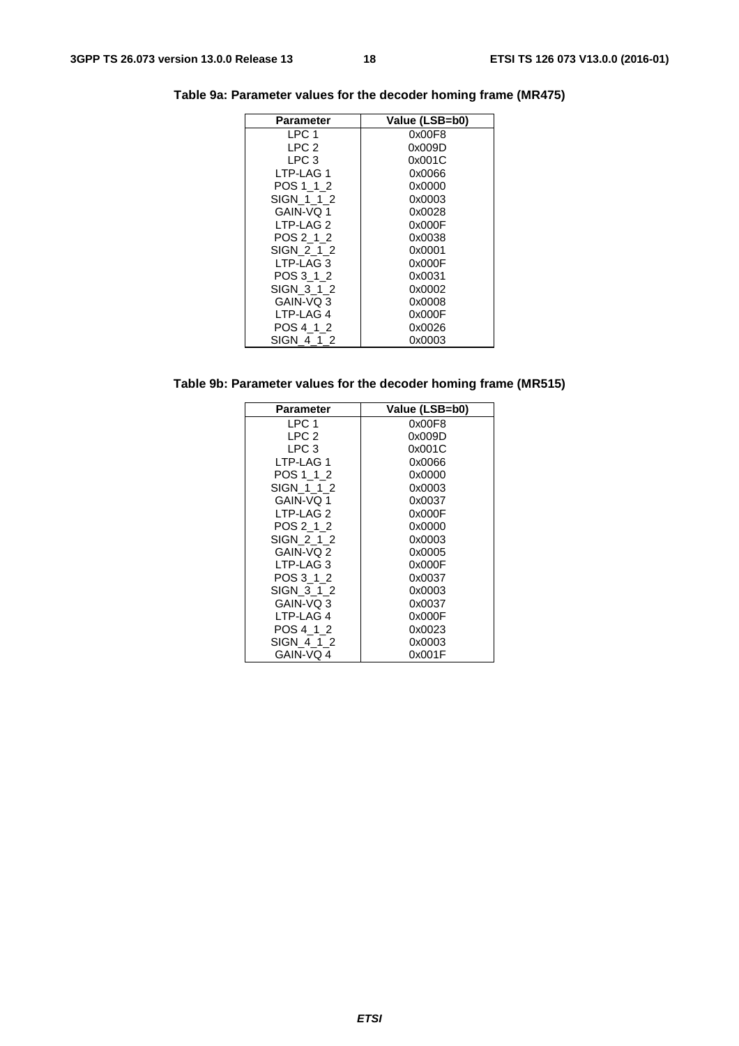**Table 9a: Parameter values for the decoder homing frame (MR475)**

| Parameter | Value (LSB=b0) |
|---|---|
| LPC 1 | 0x00F8 |
| LPC 2 | 0x009D |
| LPC 3 | 0x001C |
| LTP-LAG 1 | 0x0066 |
| POS 1_1_2 | 0x0000 |
| SIGN_1_1_2 | 0x0003 |
| GAIN-VQ 1 | 0x0028 |
| LTP-LAG 2 | 0x000F |
| POS 2_1_2 | 0x0038 |
| SIGN_2_1_2 | 0x0001 |
| LTP-LAG 3 | 0x000F |
| POS 3_1_2 | 0x0031 |
| SIGN_3_1_2 | 0x0002 |
| GAIN-VQ 3 | 0x0008 |
| LTP-LAG 4 | 0x000F |
| POS 4_1_2 | 0x0026 |
| SIGN_4_1_2 | 0x0003 |

**Table 9b: Parameter values for the decoder homing frame (MR515)**

| Parameter | Value (LSB=b0) |
|---|---|
| LPC 1 | 0x00F8 |
| LPC 2 | 0x009D |
| LPC 3 | 0x001C |
| LTP-LAG 1 | 0x0066 |
| POS 1_1_2 | 0x0000 |
| SIGN_1_1_2 | 0x0003 |
| GAIN-VQ 1 | 0x0037 |
| LTP-LAG 2 | 0x000F |
| POS 2_1_2 | 0x0000 |
| SIGN_2_1_2 | 0x0003 |
| GAIN-VQ 2 | 0x0005 |
| LTP-LAG 3 | 0x000F |
| POS 3_1_2 | 0x0037 |
| SIGN_3_1_2 | 0x0003 |
| GAIN-VQ 3 | 0x0037 |
| LTP-LAG 4 | 0x000F |
| POS 4_1_2 | 0x0023 |
| SIGN_4_1_2 | 0x0003 |
| GAIN-VQ 4 | 0x001F |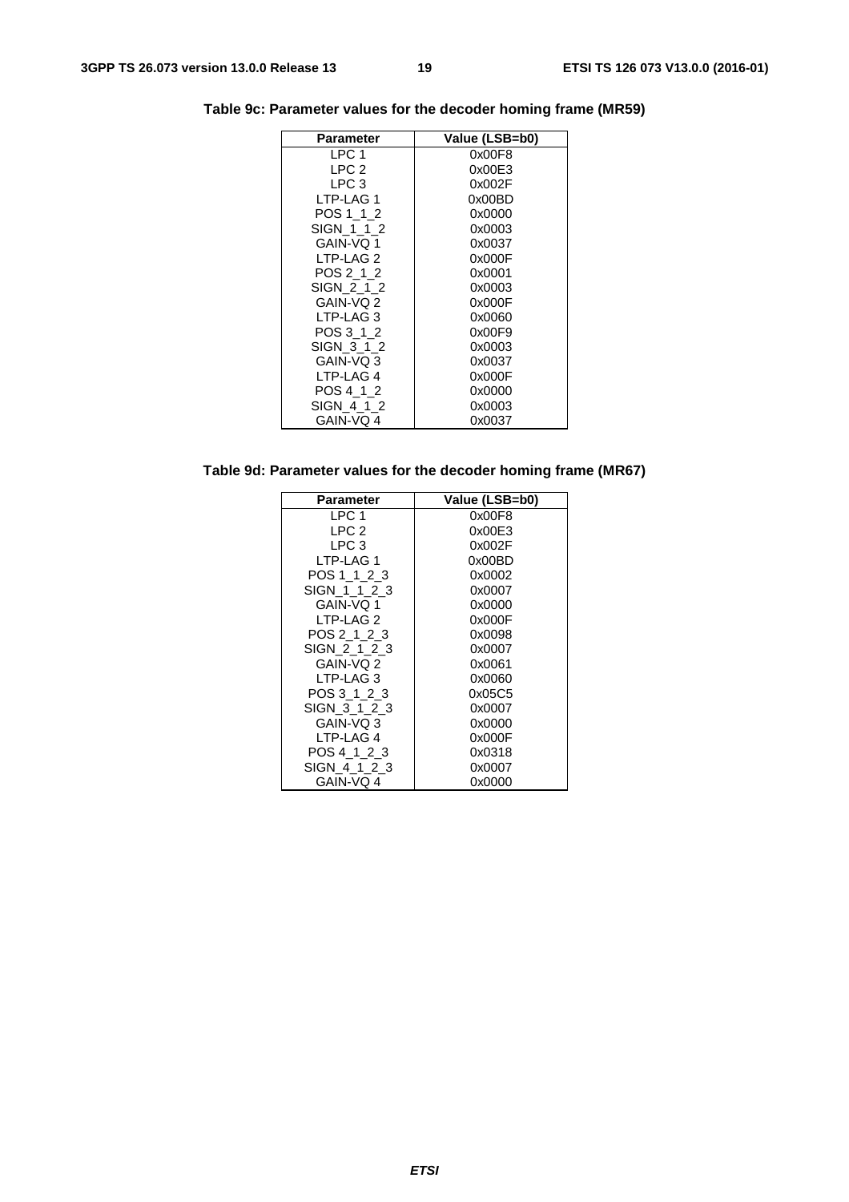**Table 9c: Parameter values for the decoder homing frame (MR59)**

| Parameter | Value (LSB=b0) |
|---|---|
| LPC 1 | 0x00F8 |
| LPC 2 | 0x00E3 |
| LPC 3 | 0x002F |
| LTP-LAG 1 | 0x00BD |
| POS 1_1_2 | 0x0000 |
| SIGN_1_1_2 | 0x0003 |
| GAIN-VQ 1 | 0x0037 |
| LTP-LAG 2 | 0x000F |
| POS 2_1_2 | 0x0001 |
| SIGN_2_1_2 | 0x0003 |
| GAIN-VQ 2 | 0x000F |
| LTP-LAG 3 | 0x0060 |
| POS 3_1_2 | 0x00F9 |
| SIGN_3_1_2 | 0x0003 |
| GAIN-VQ 3 | 0x0037 |
| LTP-LAG 4 | 0x000F |
| POS 4_1_2 | 0x0000 |
| SIGN_4_1_2 | 0x0003 |
| GAIN-VQ 4 | 0x0037 |

**Table 9d: Parameter values for the decoder homing frame (MR67)**

| Parameter | Value (LSB=b0) |
|---|---|
| LPC 1 | 0x00F8 |
| LPC 2 | 0x00E3 |
| LPC 3 | 0x002F |
| LTP-LAG 1 | 0x00BD |
| POS 1_1_2_3 | 0x0002 |
| SIGN_1_1_2_3 | 0x0007 |
| GAIN-VQ 1 | 0x0000 |
| LTP-LAG 2 | 0x000F |
| POS 2_1_2_3 | 0x0098 |
| SIGN_2_1_2_3 | 0x0007 |
| GAIN-VQ 2 | 0x0061 |
| LTP-LAG 3 | 0x0060 |
| POS 3_1_2_3 | 0x05C5 |
| SIGN_3_1_2_3 | 0x0007 |
| GAIN-VQ 3 | 0x0000 |
| LTP-LAG 4 | 0x000F |
| POS 4_1_2_3 | 0x0318 |
| SIGN_4_1_2_3 | 0x0007 |
| GAIN-VQ 4 | 0x0000 |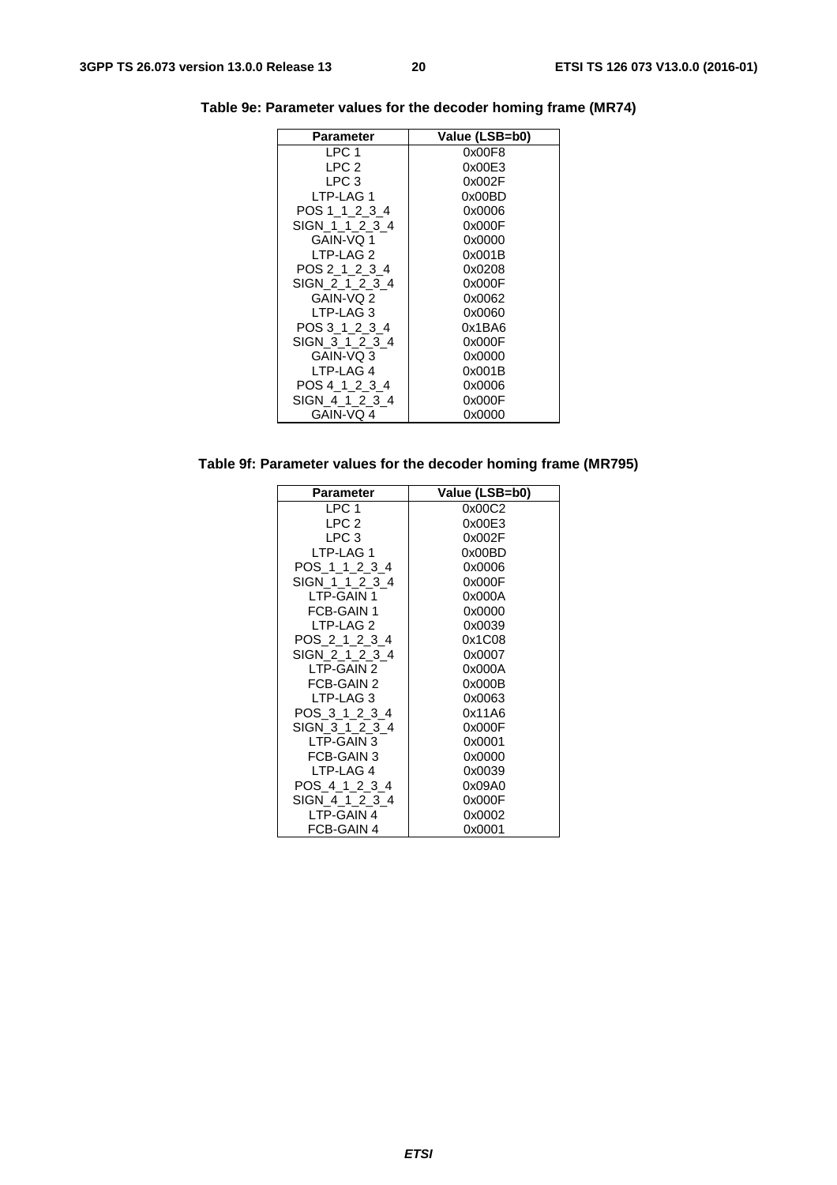**Table 9e: Parameter values for the decoder homing frame (MR74)**

| Parameter | Value (LSB=b0) |
|---|---|
| LPC 1 | 0x00F8 |
| LPC 2 | 0x00E3 |
| LPC 3 | 0x002F |
| LTP-LAG 1 | 0x00BD |
| POS 1_1_2_3_4 | 0x0006 |
| SIGN_1_1_2_3_4 | 0x000F |
| GAIN-VQ 1 | 0x0000 |
| LTP-LAG 2 | 0x001B |
| POS 2_1_2_3_4 | 0x0208 |
| SIGN_2_1_2_3_4 | 0x000F |
| GAIN-VQ 2 | 0x0062 |
| LTP-LAG 3 | 0x0060 |
| POS 3_1_2_3_4 | 0x1BA6 |
| SIGN_3_1_2_3_4 | 0x000F |
| GAIN-VQ 3 | 0x0000 |
| LTP-LAG 4 | 0x001B |
| POS 4_1_2_3_4 | 0x0006 |
| SIGN_4_1_2_3_4 | 0x000F |
| GAIN-VQ 4 | 0x0000 |

**Table 9f: Parameter values for the decoder homing frame (MR795)**

| Parameter | Value (LSB=b0) |
|---|---|
| LPC 1 | 0x00C2 |
| LPC 2 | 0x00E3 |
| LPC 3 | 0x002F |
| LTP-LAG 1 | 0x00BD |
| POS_1_1_2_3_4 | 0x0006 |
| SIGN_1_1_2_3_4 | 0x000F |
| LTP-GAIN 1 | 0x000A |
| FCB-GAIN 1 | 0x0000 |
| LTP-LAG 2 | 0x0039 |
| POS_2_1_2_3_4 | 0x1C08 |
| SIGN_2_1_2_3_4 | 0x0007 |
| LTP-GAIN 2 | 0x000A |
| FCB-GAIN 2 | 0x000B |
| LTP-LAG 3 | 0x0063 |
| POS_3_1_2_3_4 | 0x11A6 |
| SIGN_3_1_2_3_4 | 0x000F |
| LTP-GAIN 3 | 0x0001 |
| FCB-GAIN 3 | 0x0000 |
| LTP-LAG 4 | 0x0039 |
| POS_4_1_2_3_4 | 0x09A0 |
| SIGN_4_1_2_3_4 | 0x000F |
| LTP-GAIN 4 | 0x0002 |
| FCB-GAIN 4 | 0x0001 |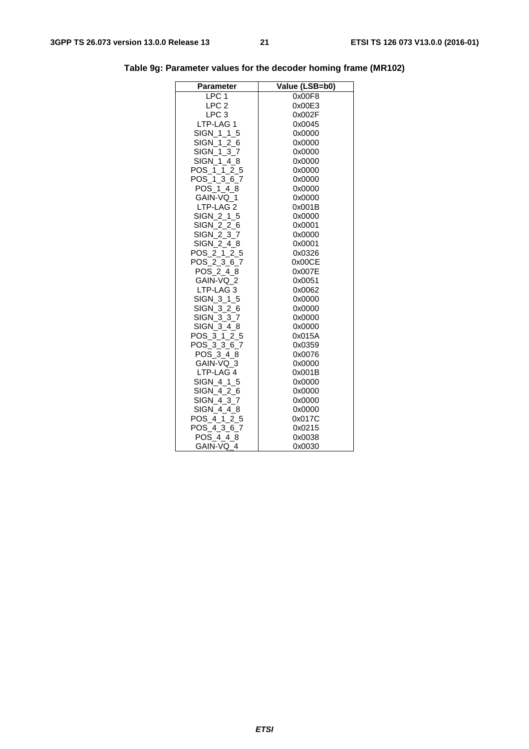**Table 9g: Parameter values for the decoder homing frame (MR102)**

| Parameter | Value (LSB=b0) |
|---|---|
| LPC 1 | 0x00F8 |
| LPC 2 | 0x00E3 |
| LPC 3 | 0x002F |
| LTP-LAG 1 | 0x0045 |
| SIGN_1_1_5 | 0x0000 |
| SIGN_1_2_6 | 0x0000 |
| SIGN_1_3_7 | 0x0000 |
| SIGN_1_4_8 | 0x0000 |
| POS_1_1_2_5 | 0x0000 |
| POS_1_3_6_7 | 0x0000 |
| POS_1_4_8 | 0x0000 |
| GAIN-VQ_1 | 0x0000 |
| LTP-LAG 2 | 0x001B |
| SIGN_2_1_5 | 0x0000 |
| SIGN_2_2_6 | 0x0001 |
| SIGN_2_3_7 | 0x0000 |
| SIGN_2_4_8 | 0x0001 |
| POS_2_1_2_5 | 0x0326 |
| POS_2_3_6_7 | 0x00CE |
| POS_2_4_8 | 0x007E |
| GAIN-VQ_2 | 0x0051 |
| LTP-LAG 3 | 0x0062 |
| SIGN_3_1_5 | 0x0000 |
| SIGN_3_2_6 | 0x0000 |
| SIGN_3_3_7 | 0x0000 |
| SIGN_3_4_8 | 0x0000 |
| POS_3_1_2_5 | 0x015A |
| POS_3_3_6_7 | 0x0359 |
| POS_3_4_8 | 0x0076 |
| GAIN-VQ_3 | 0x0000 |
| LTP-LAG 4 | 0x001B |
| SIGN_4_1_5 | 0x0000 |
| SIGN_4_2_6 | 0x0000 |
| SIGN_4_3_7 | 0x0000 |
| SIGN_4_4_8 | 0x0000 |
| POS_4_1_2_5 | 0x017C |
| POS_4_3_6_7 | 0x0215 |
| POS_4_4_8 | 0x0038 |
| GAIN-VQ_4 | 0x0030 |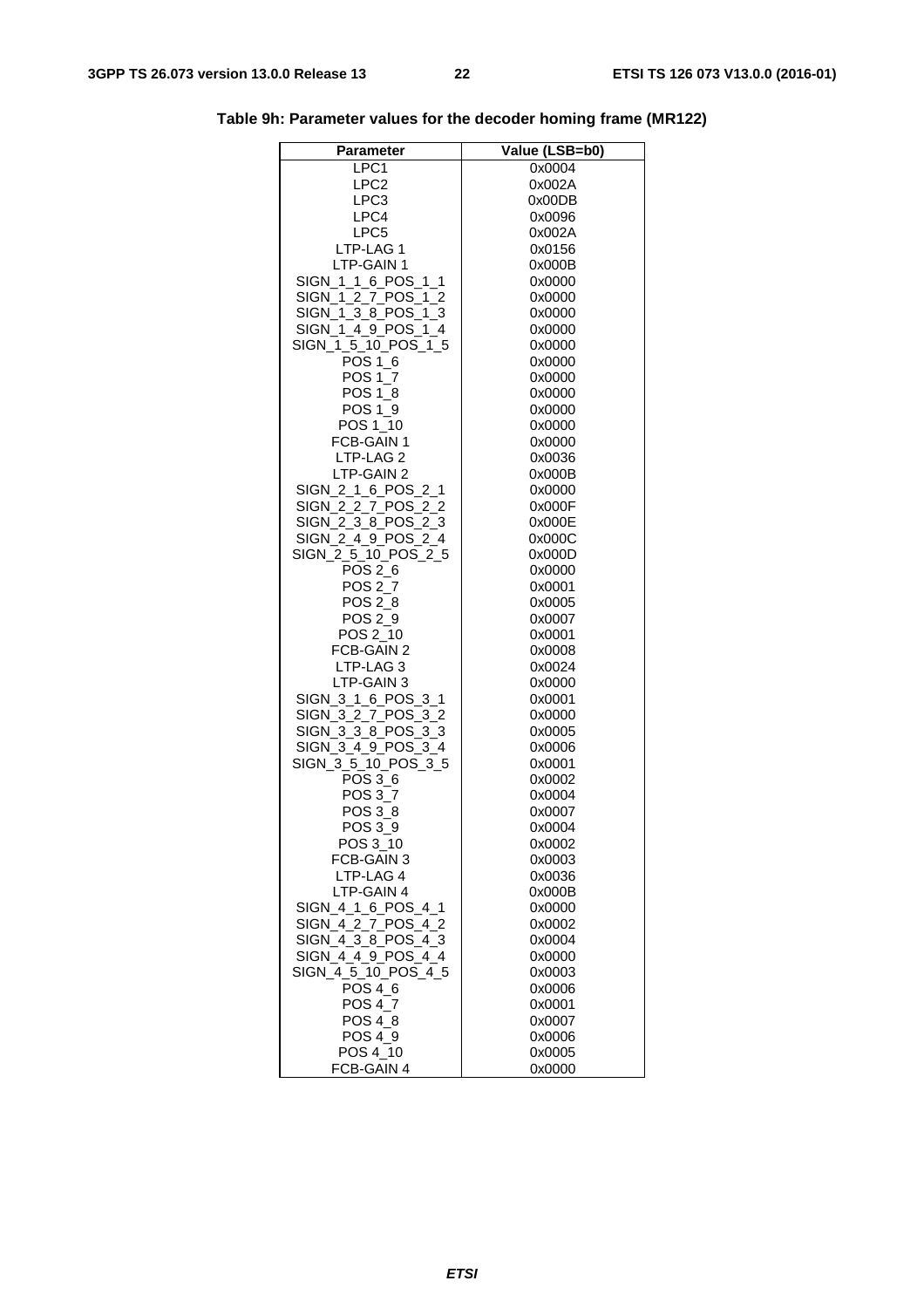**Table 9h: Parameter values for the decoder homing frame (MR122)**

| Parameter | Value (LSB=b0) |
|---|---|
| LPC1 | 0x0004 |
| LPC2 | 0x002A |
| LPC3 | 0x00DB |
| LPC4 | 0x0096 |
| LPC5 | 0x002A |
| LTP-LAG 1 | 0x0156 |
| LTP-GAIN 1 | 0x000B |
| SIGN_1_1_6_POS_1_1 | 0x0000 |
| SIGN_1_2_7_POS_1_2 | 0x0000 |
| SIGN_1_3_8_POS_1_3 | 0x0000 |
| SIGN_1_4_9_POS_1_4 | 0x0000 |
| SIGN_1_5_10_POS_1_5 | 0x0000 |
| POS 1_6 | 0x0000 |
| POS 1_7 | 0x0000 |
| POS 1_8 | 0x0000 |
| POS 1_9 | 0x0000 |
| POS 1_10 | 0x0000 |
| FCB-GAIN 1 | 0x0000 |
| LTP-LAG 2 | 0x0036 |
| LTP-GAIN 2 | 0x000B |
| SIGN_2_1_6_POS_2_1 | 0x0000 |
| SIGN_2_2_7_POS_2_2 | 0x000F |
| SIGN_2_3_8_POS_2_3 | 0x000E |
| SIGN_2_4_9_POS_2_4 | 0x000C |
| SIGN_2_5_10_POS_2_5 | 0x000D |
| POS 2_6 | 0x0000 |
| POS 2_7 | 0x0001 |
| POS 2_8 | 0x0005 |
| POS 2_9 | 0x0007 |
| POS 2_10 | 0x0001 |
| FCB-GAIN 2 | 0x0008 |
| LTP-LAG 3 | 0x0024 |
| LTP-GAIN 3 | 0x0000 |
| SIGN_3_1_6_POS_3_1 | 0x0001 |
| SIGN_3_2_7_POS_3_2 | 0x0000 |
| SIGN_3_3_8_POS_3_3 | 0x0005 |
| SIGN_3_4_9_POS_3_4 | 0x0006 |
| SIGN_3_5_10_POS_3_5 | 0x0001 |
| POS 3_6 | 0x0002 |
| POS 3_7 | 0x0004 |
| POS 3_8 | 0x0007 |
| POS 3_9 | 0x0004 |
| POS 3_10 | 0x0002 |
| FCB-GAIN 3 | 0x0003 |
| LTP-LAG 4 | 0x0036 |
| LTP-GAIN 4 | 0x000B |
| SIGN_4_1_6_POS_4_1 | 0x0000 |
| SIGN_4_2_7_POS_4_2 | 0x0002 |
| SIGN_4_3_8_POS_4_3 | 0x0004 |
| SIGN_4_4_9_POS_4_4 | 0x0000 |
| SIGN_4_5_10_POS_4_5 | 0x0003 |
| POS 4_6 | 0x0006 |
| POS 4_7 | 0x0001 |
| POS 4_8 | 0x0007 |
| POS 4_9 | 0x0006 |
| POS 4_10 | 0x0005 |
| FCB-GAIN 4 | 0x0000 |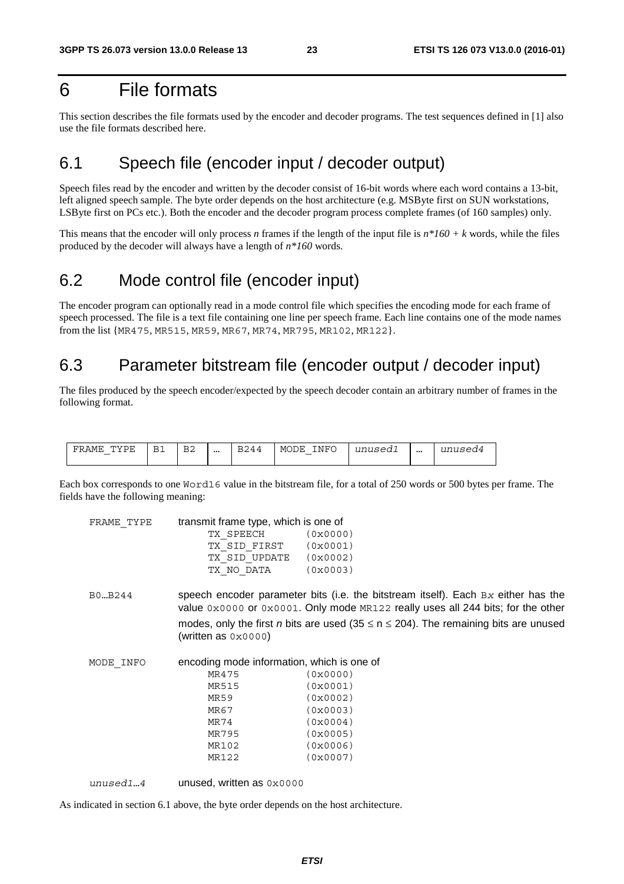# 6 File formats

This section describes the file formats used by the encoder and decoder programs. The test sequences defined in [1] also use the file formats described here.

## 6.1 Speech file (encoder input / decoder output)

Speech files read by the encoder and written by the decoder consist of 16-bit words where each word contains a 13-bit, left aligned speech sample. The byte order depends on the host architecture (e.g. MSByte first on SUN workstations, LSByte first on PCs etc.). Both the encoder and the decoder program process complete frames (of 160 samples) only.

This means that the encoder will only process *n* frames if the length of the input file is $n*160 + k$ words, while the files produced by the decoder will always have a length of $n*160$ words.

## 6.2 Mode control file (encoder input)

The encoder program can optionally read in a mode control file which specifies the encoding mode for each frame of speech processed. The file is a text file containing one line per speech frame. Each line contains one of the mode names from the list {`MR475`, `MR515`, `MR59`, `MR67`, `MR74`, `MR795`, `MR102`, `MR122`}.

## 6.3 Parameter bitstream file (encoder output / decoder input)

The files produced by the speech encoder/expected by the speech decoder contain an arbitrary number of frames in the following format.

| FRAME_TYPE | B1 | B2 | … | B244 | MODE_INFO | *unused1* | … | *unused4* |
|---|---|---|---|---|---|---|---|---|

Each box corresponds to one `Word16` value in the bitstream file, for a total of 250 words or 500 bytes per frame. The fields have the following meaning:

`FRAME_TYPE` transmit frame type, which is one of

```
TX_SPEECH      (0x0000)
TX_SID_FIRST   (0x0001)
TX_SID_UPDATE  (0x0002)
TX_NO_DATA     (0x0003)
```

`B0…B244` speech encoder parameter bits (i.e. the bitstream itself). Each `Bx` either has the value `0x0000` or `0x0001`. Only mode `MR122` really uses all 244 bits; for the other modes, only the first *n* bits are used ($35 \leq n \leq 204$). The remaining bits are unused (written as `0x0000`)

`MODE_INFO` encoding mode information, which is one of

```
MR475          (0x0000)
MR515          (0x0001)
MR59           (0x0002)
MR67           (0x0003)
MR74           (0x0004)
MR795          (0x0005)
MR102          (0x0006)
MR122          (0x0007)
```

*unused1…4* unused, written as `0x0000`

As indicated in section 6.1 above, the byte order depends on the host architecture.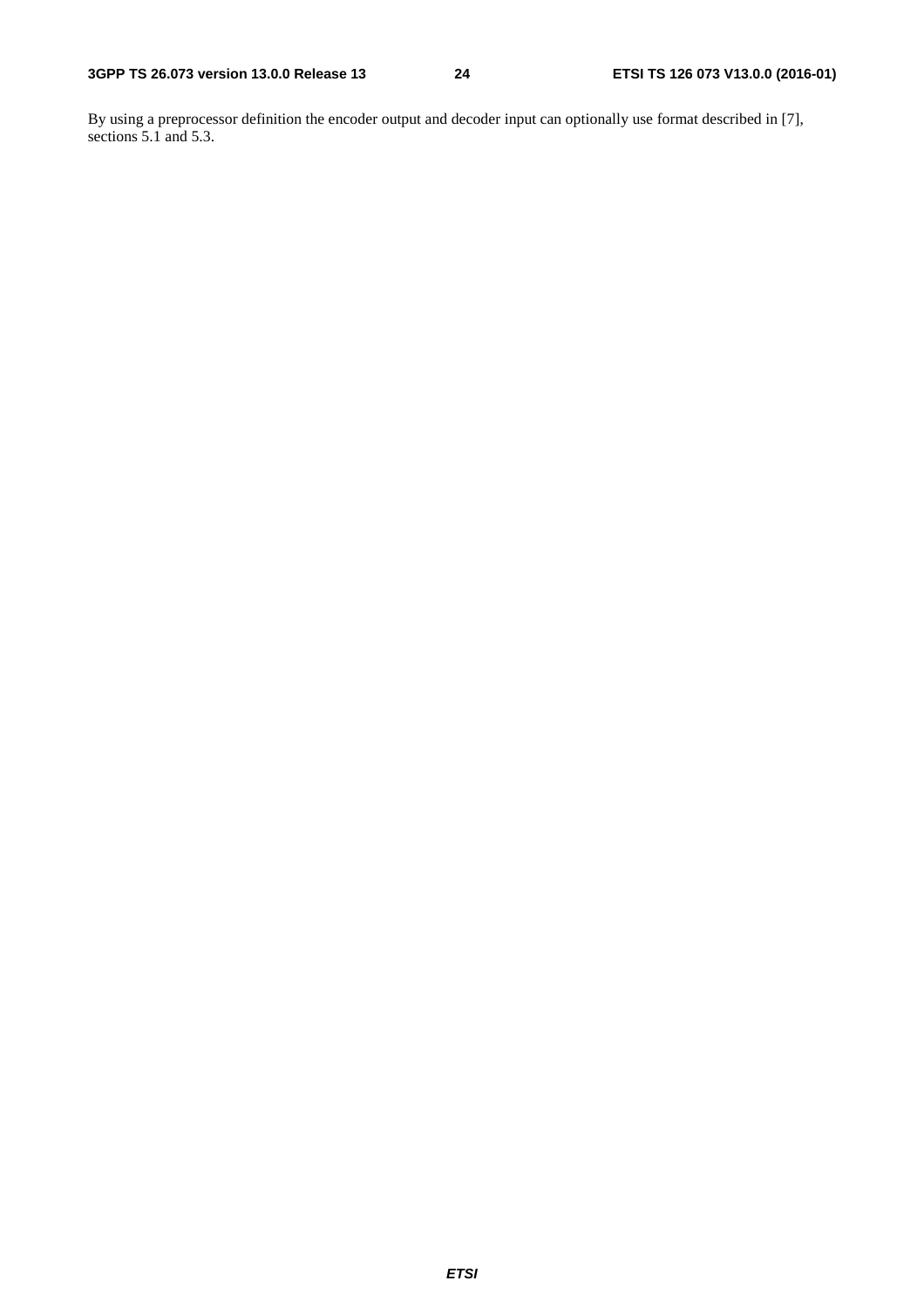By using a preprocessor definition the encoder output and decoder input can optionally use format described in [7], sections 5.1 and 5.3.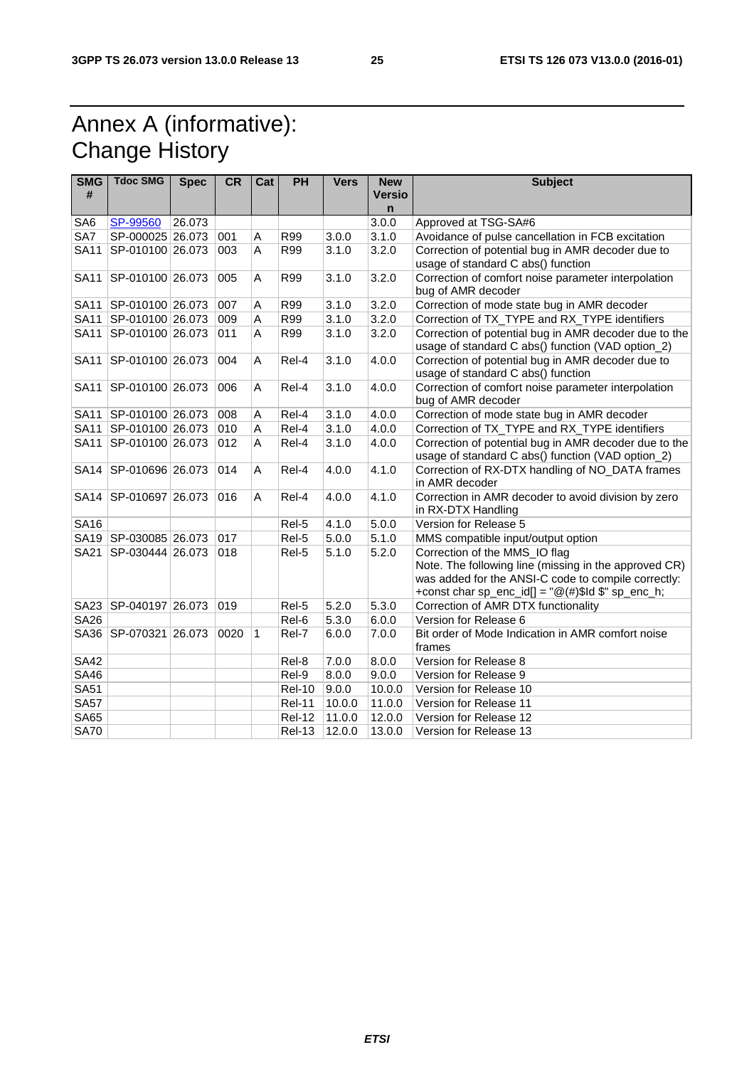# Annex A (informative): Change History

| SMG # | Tdoc SMG | Spec | CR | Cat | PH | Vers | New Version | Subject |
|---|---|---|---|---|---|---|---|---|
| SA6 | SP-99560 | 26.073 | | | | | 3.0.0 | Approved at TSG-SA#6 |
| SA7 | SP-000025 | 26.073 | 001 | A | R99 | 3.0.0 | 3.1.0 | Avoidance of pulse cancellation in FCB excitation |
| SA11 | SP-010100 | 26.073 | 003 | A | R99 | 3.1.0 | 3.2.0 | Correction of potential bug in AMR decoder due to usage of standard C abs() function |
| SA11 | SP-010100 | 26.073 | 005 | A | R99 | 3.1.0 | 3.2.0 | Correction of comfort noise parameter interpolation bug of AMR decoder |
| SA11 | SP-010100 | 26.073 | 007 | A | R99 | 3.1.0 | 3.2.0 | Correction of mode state bug in AMR decoder |
| SA11 | SP-010100 | 26.073 | 009 | A | R99 | 3.1.0 | 3.2.0 | Correction of TX_TYPE and RX_TYPE identifiers |
| SA11 | SP-010100 | 26.073 | 011 | A | R99 | 3.1.0 | 3.2.0 | Correction of potential bug in AMR decoder due to the usage of standard C abs() function (VAD option_2) |
| SA11 | SP-010100 | 26.073 | 004 | A | Rel-4 | 3.1.0 | 4.0.0 | Correction of potential bug in AMR decoder due to usage of standard C abs() function |
| SA11 | SP-010100 | 26.073 | 006 | A | Rel-4 | 3.1.0 | 4.0.0 | Correction of comfort noise parameter interpolation bug of AMR decoder |
| SA11 | SP-010100 | 26.073 | 008 | A | Rel-4 | 3.1.0 | 4.0.0 | Correction of mode state bug in AMR decoder |
| SA11 | SP-010100 | 26.073 | 010 | A | Rel-4 | 3.1.0 | 4.0.0 | Correction of TX_TYPE and RX_TYPE identifiers |
| SA11 | SP-010100 | 26.073 | 012 | A | Rel-4 | 3.1.0 | 4.0.0 | Correction of potential bug in AMR decoder due to the usage of standard C abs() function (VAD option_2) |
| SA14 | SP-010696 | 26.073 | 014 | A | Rel-4 | 4.0.0 | 4.1.0 | Correction of RX-DTX handling of NO_DATA frames in AMR decoder |
| SA14 | SP-010697 | 26.073 | 016 | A | Rel-4 | 4.0.0 | 4.1.0 | Correction in AMR decoder to avoid division by zero in RX-DTX Handling |
| SA16 | | | | | Rel-5 | 4.1.0 | 5.0.0 | Version for Release 5 |
| SA19 | SP-030085 | 26.073 | 017 | | Rel-5 | 5.0.0 | 5.1.0 | MMS compatible input/output option |
| SA21 | SP-030444 | 26.073 | 018 | | Rel-5 | 5.1.0 | 5.2.0 | Correction of the MMS_IO flag<br>Note. The following line (missing in the approved CR) was added for the ANSI-C code to compile correctly:<br>+const char sp_enc_id[] = "@(#)$Id $" sp_enc_h; |
| SA23 | SP-040197 | 26.073 | 019 | | Rel-5 | 5.2.0 | 5.3.0 | Correction of AMR DTX functionality |
| SA26 | | | | | Rel-6 | 5.3.0 | 6.0.0 | Version for Release 6 |
| SA36 | SP-070321 | 26.073 | 0020 | 1 | Rel-7 | 6.0.0 | 7.0.0 | Bit order of Mode Indication in AMR comfort noise frames |
| SA42 | | | | | Rel-8 | 7.0.0 | 8.0.0 | Version for Release 8 |
| SA46 | | | | | Rel-9 | 8.0.0 | 9.0.0 | Version for Release 9 |
| SA51 | | | | | Rel-10 | 9.0.0 | 10.0.0 | Version for Release 10 |
| SA57 | | | | | Rel-11 | 10.0.0 | 11.0.0 | Version for Release 11 |
| SA65 | | | | | Rel-12 | 11.0.0 | 12.0.0 | Version for Release 12 |
| SA70 | | | | | Rel-13 | 12.0.0 | 13.0.0 | Version for Release 13 |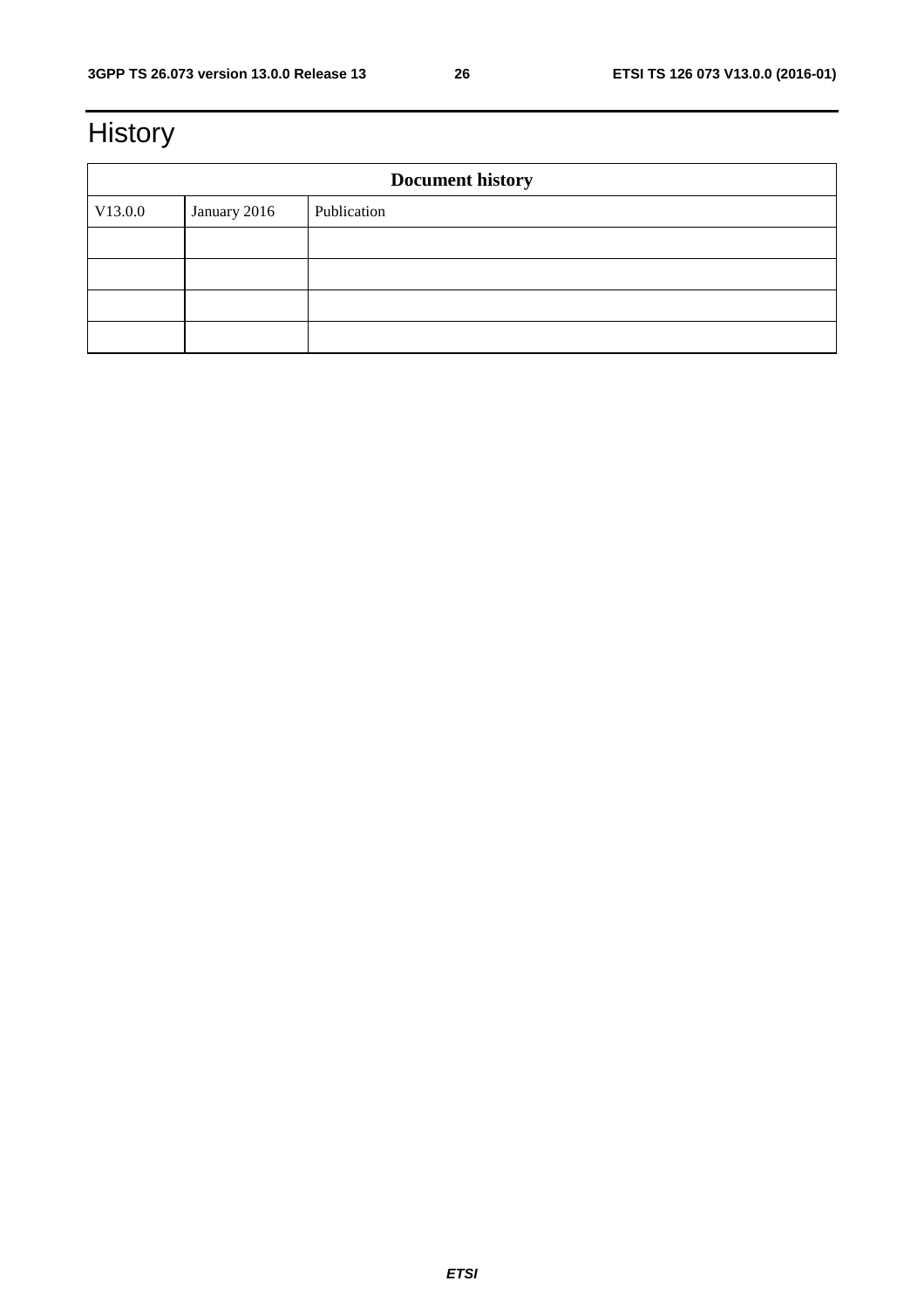# History

| Document history | | |
|---|---|---|
| V13.0.0 | January 2016 | Publication |
| | | |
| | | |
| | | |
| | | |